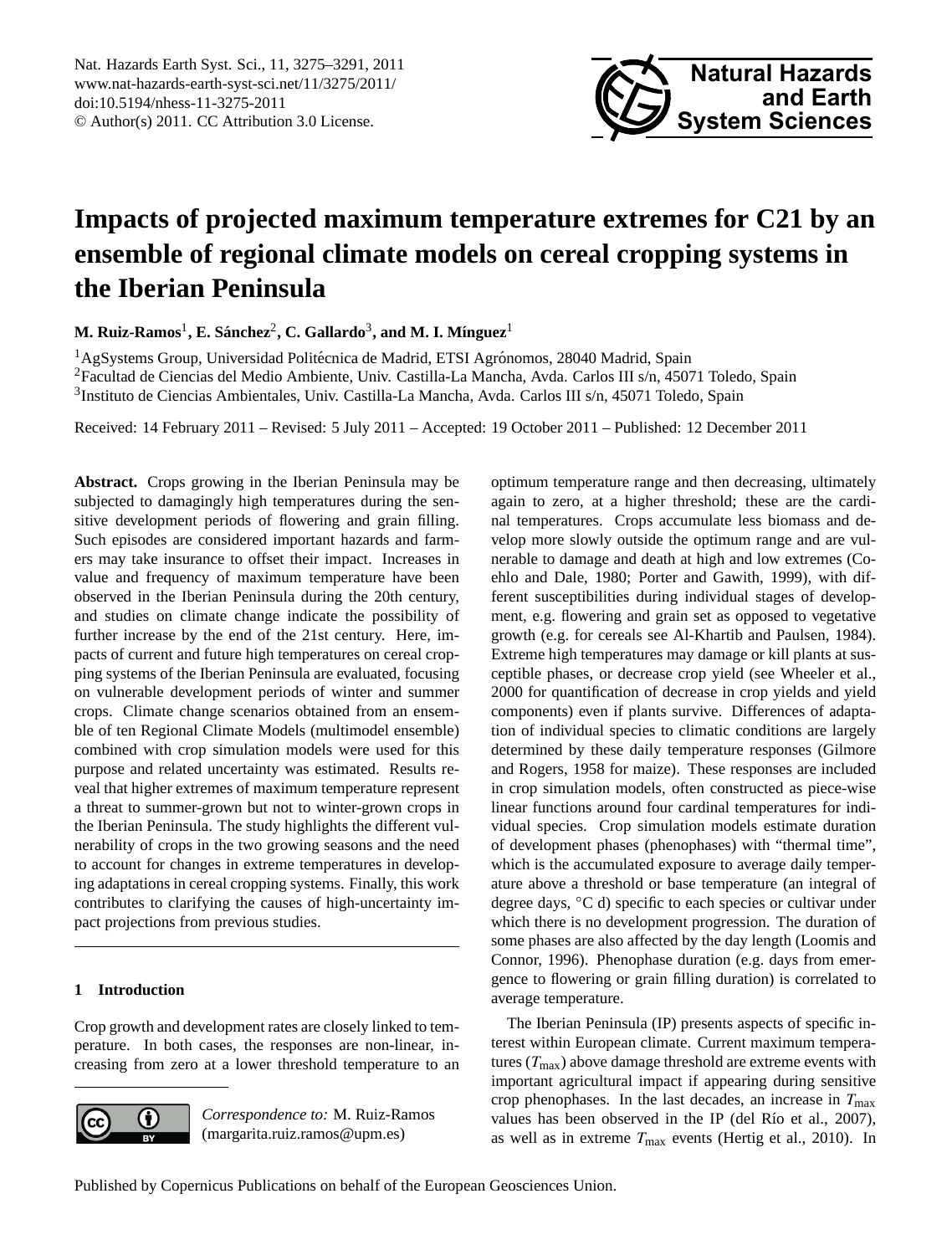# Impacts of projected maximum temperature extremes for C21 by an ensemble of regional climate models on cereal cropping systems in the Iberian Peninsula

**M. Ruiz-Ramos**[1], **E. Sánchez**[2], **C. Gallardo**[3], **and M. I. Mínguez**[1]

[1]AgSystems Group, Universidad Politécnica de Madrid, ETSI Agrónomos, 28040 Madrid, Spain
[2]Facultad de Ciencias del Medio Ambiente, Univ. Castilla-La Mancha, Avda. Carlos III s/n, 45071 Toledo, Spain
[3]Instituto de Ciencias Ambientales, Univ. Castilla-La Mancha, Avda. Carlos III s/n, 45071 Toledo, Spain

Received: 14 February 2011 – Revised: 5 July 2011 – Accepted: 19 October 2011 – Published: 12 December 2011

**Abstract.** Crops growing in the Iberian Peninsula may be subjected to damagingly high temperatures during the sensitive development periods of flowering and grain filling. Such episodes are considered important hazards and farmers may take insurance to offset their impact. Increases in value and frequency of maximum temperature have been observed in the Iberian Peninsula during the 20th century, and studies on climate change indicate the possibility of further increase by the end of the 21st century. Here, impacts of current and future high temperatures on cereal cropping systems of the Iberian Peninsula are evaluated, focusing on vulnerable development periods of winter and summer crops. Climate change scenarios obtained from an ensemble of ten Regional Climate Models (multimodel ensemble) combined with crop simulation models were used for this purpose and related uncertainty was estimated. Results reveal that higher extremes of maximum temperature represent a threat to summer-grown but not to winter-grown crops in the Iberian Peninsula. The study highlights the different vulnerability of crops in the two growing seasons and the need to account for changes in extreme temperatures in developing adaptations in cereal cropping systems. Finally, this work contributes to clarifying the causes of high-uncertainty impact projections from previous studies.

## 1 Introduction

Crop growth and development rates are closely linked to temperature. In both cases, the responses are non-linear, increasing from zero at a lower threshold temperature to an optimum temperature range and then decreasing, ultimately again to zero, at a higher threshold; these are the cardinal temperatures. Crops accumulate less biomass and develop more slowly outside the optimum range and are vulnerable to damage and death at high and low extremes (Coehlo and Dale, 1980; Porter and Gawith, 1999), with different susceptibilities during individual stages of development, e.g. flowering and grain set as opposed to vegetative growth (e.g. for cereals see Al-Khartib and Paulsen, 1984). Extreme high temperatures may damage or kill plants at susceptible phases, or decrease crop yield (see Wheeler et al., 2000 for quantification of decrease in crop yields and yield components) even if plants survive. Differences of adaptation of individual species to climatic conditions are largely determined by these daily temperature responses (Gilmore and Rogers, 1958 for maize). These responses are included in crop simulation models, often constructed as piece-wise linear functions around four cardinal temperatures for individual species. Crop simulation models estimate duration of development phases (phenophases) with "thermal time", which is the accumulated exposure to average daily temperature above a threshold or base temperature (an integral of degree days, °C d) specific to each species or cultivar under which there is no development progression. The duration of some phases are also affected by the day length (Loomis and Connor, 1996). Phenophase duration (e.g. days from emergence to flowering or grain filling duration) is correlated to average temperature.

The Iberian Peninsula (IP) presents aspects of specific interest within European climate. Current maximum temperatures ($T_{max}$) above damage threshold are extreme events with important agricultural impact if appearing during sensitive crop phenophases. In the last decades, an increase in $T_{max}$ values has been observed in the IP (del Río et al., 2007), as well as in extreme $T_{max}$ events (Hertig et al., 2010). In

*Correspondence to:* M. Ruiz-Ramos (margarita.ruiz.ramos@upm.es)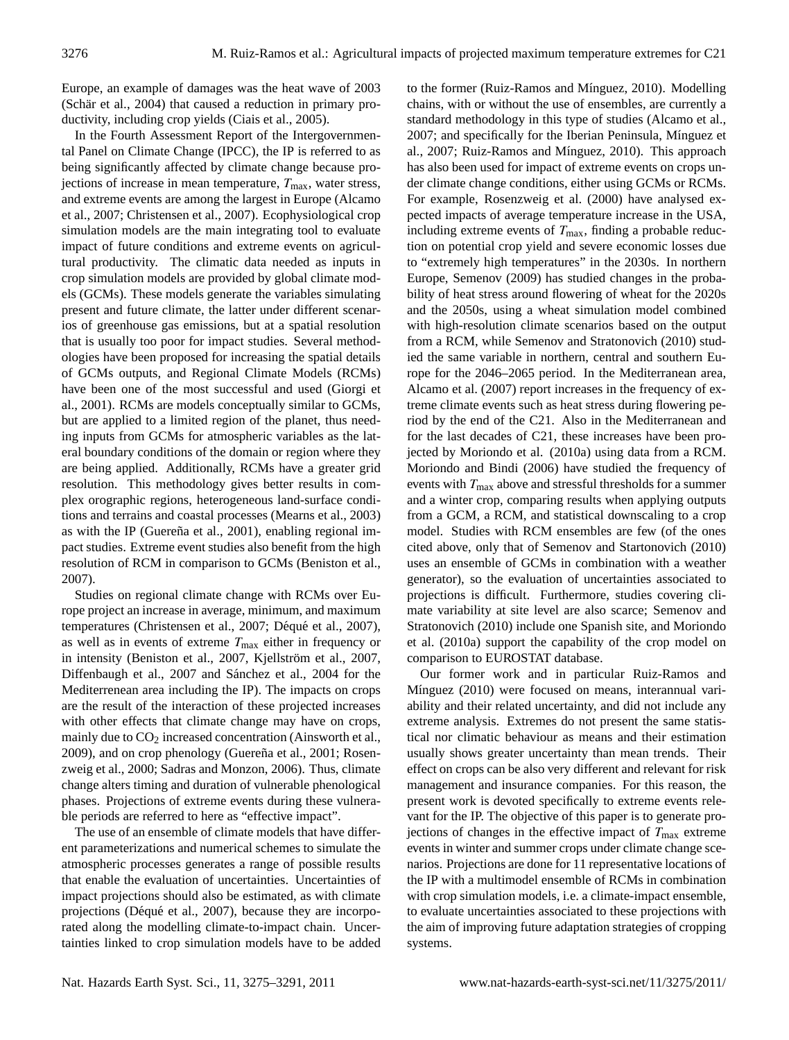Europe, an example of damages was the heat wave of 2003 (Schär et al., 2004) that caused a reduction in primary productivity, including crop yields (Ciais et al., 2005).

In the Fourth Assessment Report of the Intergovernmental Panel on Climate Change (IPCC), the IP is referred to as being significantly affected by climate change because projections of increase in mean temperature, $T_{max}$, water stress, and extreme events are among the largest in Europe (Alcamo et al., 2007; Christensen et al., 2007). Ecophysiological crop simulation models are the main integrating tool to evaluate impact of future conditions and extreme events on agricultural productivity. The climatic data needed as inputs in crop simulation models are provided by global climate models (GCMs). These models generate the variables simulating present and future climate, the latter under different scenarios of greenhouse gas emissions, but at a spatial resolution that is usually too poor for impact studies. Several methodologies have been proposed for increasing the spatial details of GCMs outputs, and Regional Climate Models (RCMs) have been one of the most successful and used (Giorgi et al., 2001). RCMs are models conceptually similar to GCMs, but are applied to a limited region of the planet, thus needing inputs from GCMs for atmospheric variables as the lateral boundary conditions of the domain or region where they are being applied. Additionally, RCMs have a greater grid resolution. This methodology gives better results in complex orographic regions, heterogeneous land-surface conditions and terrains and coastal processes (Mearns et al., 2003) as with the IP (Guereña et al., 2001), enabling regional impact studies. Extreme event studies also benefit from the high resolution of RCM in comparison to GCMs (Beniston et al., 2007).

Studies on regional climate change with RCMs over Europe project an increase in average, minimum, and maximum temperatures (Christensen et al., 2007; Déqué et al., 2007), as well as in events of extreme $T_{max}$ either in frequency or in intensity (Beniston et al., 2007, Kjellström et al., 2007, Diffenbaugh et al., 2007 and Sánchez et al., 2004 for the Mediterrenean area including the IP). The impacts on crops are the result of the interaction of these projected increases with other effects that climate change may have on crops, mainly due to $CO_2$ increased concentration (Ainsworth et al., 2009), and on crop phenology (Guereña et al., 2001; Rosenzweig et al., 2000; Sadras and Monzon, 2006). Thus, climate change alters timing and duration of vulnerable phenological phases. Projections of extreme events during these vulnerable periods are referred to here as "effective impact".

The use of an ensemble of climate models that have different parameterizations and numerical schemes to simulate the atmospheric processes generates a range of possible results that enable the evaluation of uncertainties. Uncertainties of impact projections should also be estimated, as with climate projections (Déqué et al., 2007), because they are incorporated along the modelling climate-to-impact chain. Uncertainties linked to crop simulation models have to be added to the former (Ruiz-Ramos and Mínguez, 2010). Modelling chains, with or without the use of ensembles, are currently a standard methodology in this type of studies (Alcamo et al., 2007; and specifically for the Iberian Peninsula, Mínguez et al., 2007; Ruiz-Ramos and Mínguez, 2010). This approach has also been used for impact of extreme events on crops under climate change conditions, either using GCMs or RCMs. For example, Rosenzweig et al. (2000) have analysed expected impacts of average temperature increase in the USA, including extreme events of $T_{max}$, finding a probable reduction on potential crop yield and severe economic losses due to "extremely high temperatures" in the 2030s. In northern Europe, Semenov (2009) has studied changes in the probability of heat stress around flowering of wheat for the 2020s and the 2050s, using a wheat simulation model combined with high-resolution climate scenarios based on the output from a RCM, while Semenov and Stratonovich (2010) studied the same variable in northern, central and southern Europe for the 2046–2065 period. In the Mediterranean area, Alcamo et al. (2007) report increases in the frequency of extreme climate events such as heat stress during flowering period by the end of the C21. Also in the Mediterranean and for the last decades of C21, these increases have been projected by Moriondo et al. (2010a) using data from a RCM. Moriondo and Bindi (2006) have studied the frequency of events with $T_{max}$ above and stressful thresholds for a summer and a winter crop, comparing results when applying outputs from a GCM, a RCM, and statistical downscaling to a crop model. Studies with RCM ensembles are few (of the ones cited above, only that of Semenov and Startonovich (2010) uses an ensemble of GCMs in combination with a weather generator), so the evaluation of uncertainties associated to projections is difficult. Furthermore, studies covering climate variability at site level are also scarce; Semenov and Stratonovich (2010) include one Spanish site, and Moriondo et al. (2010a) support the capability of the crop model on comparison to EUROSTAT database.

Our former work and in particular Ruiz-Ramos and Mínguez (2010) were focused on means, interannual variability and their related uncertainty, and did not include any extreme analysis. Extremes do not present the same statistical nor climatic behaviour as means and their estimation usually shows greater uncertainty than mean trends. Their effect on crops can be also very different and relevant for risk management and insurance companies. For this reason, the present work is devoted specifically to extreme events relevant for the IP. The objective of this paper is to generate projections of changes in the effective impact of $T_{max}$ extreme events in winter and summer crops under climate change scenarios. Projections are done for 11 representative locations of the IP with a multimodel ensemble of RCMs in combination with crop simulation models, i.e. a climate-impact ensemble, to evaluate uncertainties associated to these projections with the aim of improving future adaptation strategies of cropping systems.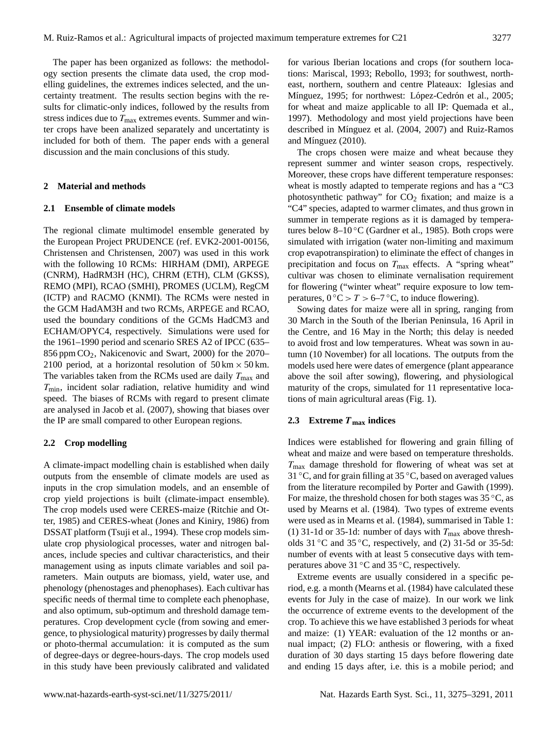The paper has been organized as follows: the methodology section presents the climate data used, the crop modelling guidelines, the extremes indices selected, and the uncertainty treatment. The results section begins with the results for climatic-only indices, followed by the results from stress indices due to $T_{max}$ extremes events. Summer and winter crops have been analized separately and uncertatinty is included for both of them. The paper ends with a general discussion and the main conclusions of this study.

## 2 Material and methods

### 2.1 Ensemble of climate models

The regional climate multimodel ensemble generated by the European Project PRUDENCE (ref. EVK2-2001-00156, Christensen and Christensen, 2007) was used in this work with the following 10 RCMs: HIRHAM (DMI), ARPEGE (CNRM), HadRM3H (HC), CHRM (ETH), CLM (GKSS), REMO (MPI), RCAO (SMHI), PROMES (UCLM), RegCM (ICTP) and RACMO (KNMI). The RCMs were nested in the GCM HadAM3H and two RCMs, ARPEGE and RCAO, used the boundary conditions of the GCMs HadCM3 and ECHAM/OPYC4, respectively. Simulations were used for the 1961–1990 period and scenario SRES A2 of IPCC (635–856 ppm $CO_2$, Nakicenovic and Swart, 2000) for the 2070–2100 period, at a horizontal resolution of $50\,\text{km} \times 50\,\text{km}$. The variables taken from the RCMs used are daily $T_{max}$ and $T_{min}$, incident solar radiation, relative humidity and wind speed. The biases of RCMs with regard to present climate are analysed in Jacob et al. (2007), showing that biases over the IP are small compared to other European regions.

### 2.2 Crop modelling

A climate-impact modelling chain is established when daily outputs from the ensemble of climate models are used as inputs in the crop simulation models, and an ensemble of crop yield projections is built (climate-impact ensemble). The crop models used were CERES-maize (Ritchie and Otter, 1985) and CERES-wheat (Jones and Kiniry, 1986) from DSSAT platform (Tsuji et al., 1994). These crop models simulate crop physiological processes, water and nitrogen balances, include species and cultivar characteristics, and their management using as inputs climate variables and soil parameters. Main outputs are biomass, yield, water use, and phenology (phenostages and phenophases). Each cultivar has specific needs of thermal time to complete each phenophase, and also optimum, sub-optimum and threshold damage temperatures. Crop development cycle (from sowing and emergence, to physiological maturity) progresses by daily thermal or photo-thermal accumulation: it is computed as the sum of degree-days or degree-hours-days. The crop models used in this study have been previously calibrated and validated for various Iberian locations and crops (for southern locations: Mariscal, 1993; Rebollo, 1993; for southwest, northeast, northern, southern and centre Plateaux: Iglesias and Mínguez, 1995; for northwest: López-Cedrón et al., 2005; for wheat and maize applicable to all IP: Quemada et al., 1997). Methodology and most yield projections have been described in Mínguez et al. (2004, 2007) and Ruiz-Ramos and Mínguez (2010).

The crops chosen were maize and wheat because they represent summer and winter season crops, respectively. Moreover, these crops have different temperature responses: wheat is mostly adapted to temperate regions and has a "C3 photosynthetic pathway" for $CO_2$ fixation; and maize is a "C4" species, adapted to warmer climates, and thus grown in summer in temperate regions as it is damaged by temperatures below 8–10 °C (Gardner et al., 1985). Both crops were simulated with irrigation (water non-limiting and maximum crop evapotranspiration) to eliminate the effect of changes in precipitation and focus on $T_{max}$ effects. A "spring wheat" cultivar was chosen to eliminate vernalisation requirement for flowering ("winter wheat" require exposure to low temperatures, $0\,°\text{C} > T > 6$–$7\,°\text{C}$, to induce flowering).

Sowing dates for maize were all in spring, ranging from 30 March in the South of the Iberian Peninsula, 16 April in the Centre, and 16 May in the North; this delay is needed to avoid frost and low temperatures. Wheat was sown in autumn (10 November) for all locations. The outputs from the models used here were dates of emergence (plant appearance above the soil after sowing), flowering, and physiological maturity of the crops, simulated for 11 representative locations of main agricultural areas (Fig. 1).

### 2.3 Extreme $T_{max}$ indices

Indices were established for flowering and grain filling of wheat and maize and were based on temperature thresholds. $T_{max}$ damage threshold for flowering of wheat was set at 31 °C, and for grain filling at 35 °C, based on averaged values from the literature recompiled by Porter and Gawith (1999). For maize, the threshold chosen for both stages was 35 °C, as used by Mearns et al. (1984). Two types of extreme events were used as in Mearns et al. (1984), summarised in Table 1: (1) 31-1d or 35-1d: number of days with $T_{max}$ above thresholds 31 °C and 35 °C, respectively, and (2) 31-5d or 35-5d: number of events with at least 5 consecutive days with temperatures above 31 °C and 35 °C, respectively.

Extreme events are usually considered in a specific period, e.g. a month (Mearns et al. (1984) have calculated these events for July in the case of maize). In our work we link the occurrence of extreme events to the development of the crop. To achieve this we have established 3 periods for wheat and maize: (1) YEAR: evaluation of the 12 months or annual impact; (2) FLO: anthesis or flowering, with a fixed duration of 30 days starting 15 days before flowering date and ending 15 days after, i.e. this is a mobile period; and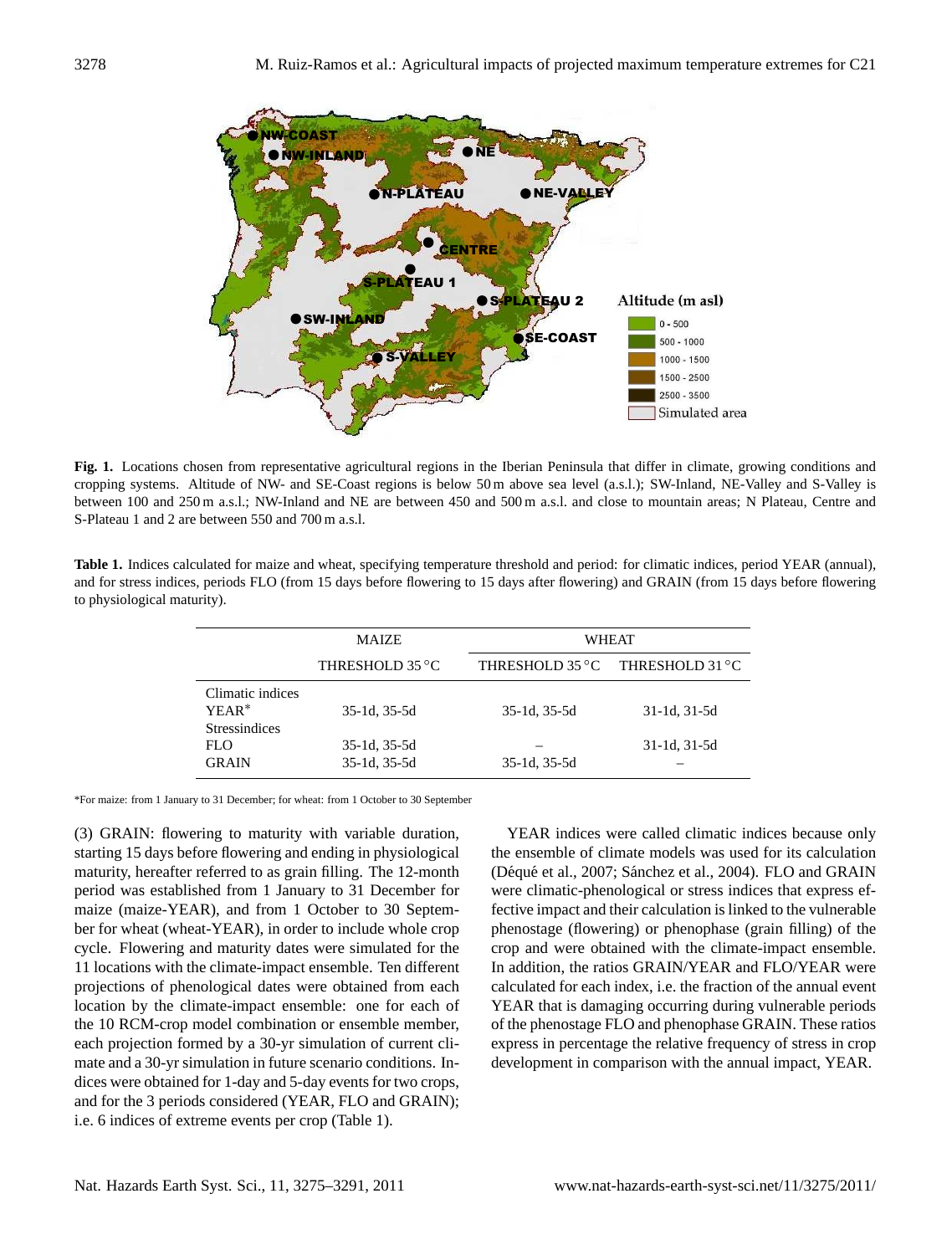NW-COAST
NW-INLAND
NE
N-PLATEAU
NE-VALLEY
CENTRE
S-PLATEAU 1
S-PLATEAU 2
SW-INLAND
SE-COAST
S-VALLEY

Altitude (m asl)
0 - 500
500 - 1000
1000 - 1500
1500 - 2500
2500 - 3500
Simulated area

**Fig. 1.** Locations chosen from representative agricultural regions in the Iberian Peninsula that differ in climate, growing conditions and cropping systems. Altitude of NW- and SE-Coast regions is below 50 m above sea level (a.s.l.); SW-Inland, NE-Valley and S-Valley is between 100 and 250 m a.s.l.; NW-Inland and NE are between 450 and 500 m a.s.l. and close to mountain areas; N Plateau, Centre and S-Plateau 1 and 2 are between 550 and 700 m a.s.l.

**Table 1.** Indices calculated for maize and wheat, specifying temperature threshold and period: for climatic indices, period YEAR (annual), and for stress indices, periods FLO (from 15 days before flowering to 15 days after flowering) and GRAIN (from 15 days before flowering to physiological maturity).

| | MAIZE | WHEAT | |
|---|---|---|---|
| | THRESHOLD 35 °C | THRESHOLD 35 °C | THRESHOLD 31 °C |
| Climatic indices | | | |
| YEAR* | 35-1d, 35-5d | 35-1d, 35-5d | 31-1d, 31-5d |
| Stressindices | | | |
| FLO | 35-1d, 35-5d | – | 31-1d, 31-5d |
| GRAIN | 35-1d, 35-5d | 35-1d, 35-5d | – |

*For maize: from 1 January to 31 December; for wheat: from 1 October to 30 September

(3) GRAIN: flowering to maturity with variable duration, starting 15 days before flowering and ending in physiological maturity, hereafter referred to as grain filling. The 12-month period was established from 1 January to 31 December for maize (maize-YEAR), and from 1 October to 30 September for wheat (wheat-YEAR), in order to include whole crop cycle. Flowering and maturity dates were simulated for the 11 locations with the climate-impact ensemble. Ten different projections of phenological dates were obtained from each location by the climate-impact ensemble: one for each of the 10 RCM-crop model combination or ensemble member, each projection formed by a 30-yr simulation of current climate and a 30-yr simulation in future scenario conditions. Indices were obtained for 1-day and 5-day events for two crops, and for the 3 periods considered (YEAR, FLO and GRAIN); i.e. 6 indices of extreme events per crop (Table 1).

YEAR indices were called climatic indices because only the ensemble of climate models was used for its calculation (Déqué et al., 2007; Sánchez et al., 2004). FLO and GRAIN were climatic-phenological or stress indices that express effective impact and their calculation is linked to the vulnerable phenostage (flowering) or phenophase (grain filling) of the crop and were obtained with the climate-impact ensemble. In addition, the ratios GRAIN/YEAR and FLO/YEAR were calculated for each index, i.e. the fraction of the annual event YEAR that is damaging occurring during vulnerable periods of the phenostage FLO and phenophase GRAIN. These ratios express in percentage the relative frequency of stress in crop development in comparison with the annual impact, YEAR.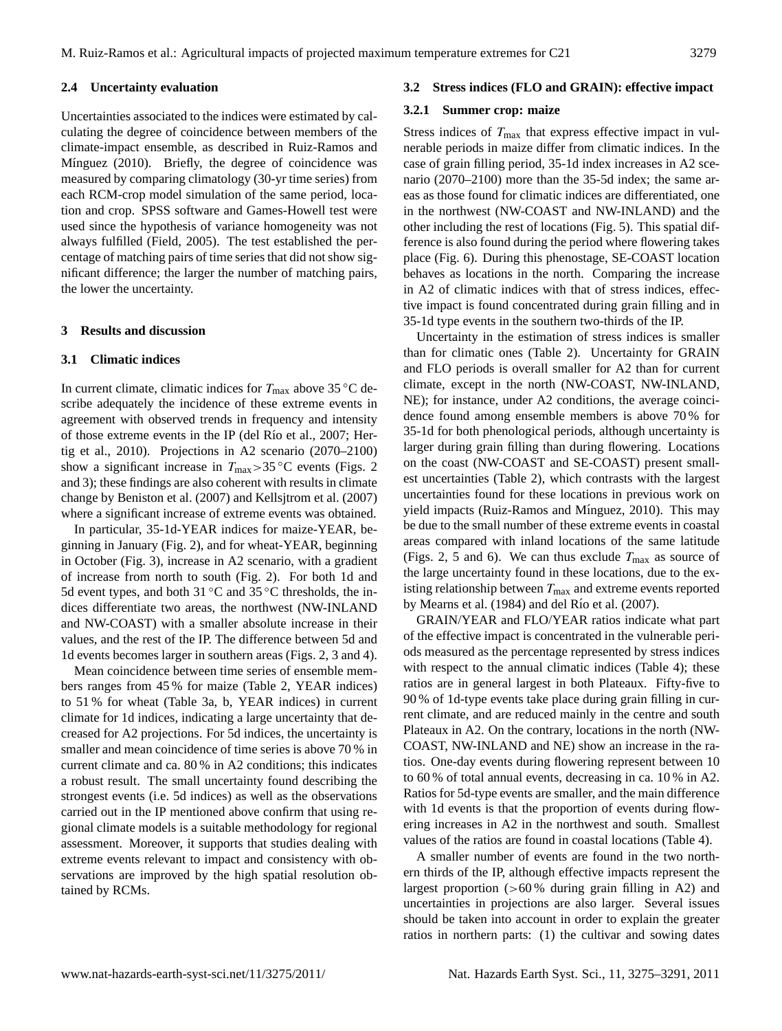### 2.4 Uncertainty evaluation

Uncertainties associated to the indices were estimated by calculating the degree of coincidence between members of the climate-impact ensemble, as described in Ruiz-Ramos and Mínguez (2010). Briefly, the degree of coincidence was measured by comparing climatology (30-yr time series) from each RCM-crop model simulation of the same period, location and crop. SPSS software and Games-Howell test were used since the hypothesis of variance homogeneity was not always fulfilled (Field, 2005). The test established the percentage of matching pairs of time series that did not show significant difference; the larger the number of matching pairs, the lower the uncertainty.

## 3 Results and discussion

### 3.1 Climatic indices

In current climate, climatic indices for $T_{\max}$ above 35 °C describe adequately the incidence of these extreme events in agreement with observed trends in frequency and intensity of those extreme events in the IP (del Río et al., 2007; Hertig et al., 2010). Projections in A2 scenario (2070–2100) show a significant increase in $T_{\max}>35$ °C events (Figs. 2 and 3); these findings are also coherent with results in climate change by Beniston et al. (2007) and Kellsjtrom et al. (2007) where a significant increase of extreme events was obtained.

In particular, 35-1d-YEAR indices for maize-YEAR, beginning in January (Fig. 2), and for wheat-YEAR, beginning in October (Fig. 3), increase in A2 scenario, with a gradient of increase from north to south (Fig. 2). For both 1d and 5d event types, and both 31 °C and 35 °C thresholds, the indices differentiate two areas, the northwest (NW-INLAND and NW-COAST) with a smaller absolute increase in their values, and the rest of the IP. The difference between 5d and 1d events becomes larger in southern areas (Figs. 2, 3 and 4).

Mean coincidence between time series of ensemble members ranges from 45 % for maize (Table 2, YEAR indices) to 51 % for wheat (Table 3a, b, YEAR indices) in current climate for 1d indices, indicating a large uncertainty that decreased for A2 projections. For 5d indices, the uncertainty is smaller and mean coincidence of time series is above 70 % in current climate and ca. 80 % in A2 conditions; this indicates a robust result. The small uncertainty found describing the strongest events (i.e. 5d indices) as well as the observations carried out in the IP mentioned above confirm that using regional climate models is a suitable methodology for regional assessment. Moreover, it supports that studies dealing with extreme events relevant to impact and consistency with observations are improved by the high spatial resolution obtained by RCMs.

### 3.2 Stress indices (FLO and GRAIN): effective impact

#### 3.2.1 Summer crop: maize

Stress indices of $T_{\max}$ that express effective impact in vulnerable periods in maize differ from climatic indices. In the case of grain filling period, 35-1d index increases in A2 scenario (2070–2100) more than the 35-5d index; the same areas as those found for climatic indices are differentiated, one in the northwest (NW-COAST and NW-INLAND) and the other including the rest of locations (Fig. 5). This spatial difference is also found during the period where flowering takes place (Fig. 6). During this phenostage, SE-COAST location behaves as locations in the north. Comparing the increase in A2 of climatic indices with that of stress indices, effective impact is found concentrated during grain filling and in 35-1d type events in the southern two-thirds of the IP.

Uncertainty in the estimation of stress indices is smaller than for climatic ones (Table 2). Uncertainty for GRAIN and FLO periods is overall smaller for A2 than for current climate, except in the north (NW-COAST, NW-INLAND, NE); for instance, under A2 conditions, the average coincidence found among ensemble members is above 70 % for 35-1d for both phenological periods, although uncertainty is larger during grain filling than during flowering. Locations on the coast (NW-COAST and SE-COAST) present smallest uncertainties (Table 2), which contrasts with the largest uncertainties found for these locations in previous work on yield impacts (Ruiz-Ramos and Mínguez, 2010). This may be due to the small number of these extreme events in coastal areas compared with inland locations of the same latitude (Figs. 2, 5 and 6). We can thus exclude $T_{\max}$ as source of the large uncertainty found in these locations, due to the existing relationship between $T_{\max}$ and extreme events reported by Mearns et al. (1984) and del Río et al. (2007).

GRAIN/YEAR and FLO/YEAR ratios indicate what part of the effective impact is concentrated in the vulnerable periods measured as the percentage represented by stress indices with respect to the annual climatic indices (Table 4); these ratios are in general largest in both Plateaux. Fifty-five to 90 % of 1d-type events take place during grain filling in current climate, and are reduced mainly in the centre and south Plateaux in A2. On the contrary, locations in the north (NW-COAST, NW-INLAND and NE) show an increase in the ratios. One-day events during flowering represent between 10 to 60 % of total annual events, decreasing in ca. 10 % in A2. Ratios for 5d-type events are smaller, and the main difference with 1d events is that the proportion of events during flowering increases in A2 in the northwest and south. Smallest values of the ratios are found in coastal locations (Table 4).

A smaller number of events are found in the two northern thirds of the IP, although effective impacts represent the largest proportion (>60 % during grain filling in A2) and uncertainties in projections are also larger. Several issues should be taken into account in order to explain the greater ratios in northern parts: (1) the cultivar and sowing dates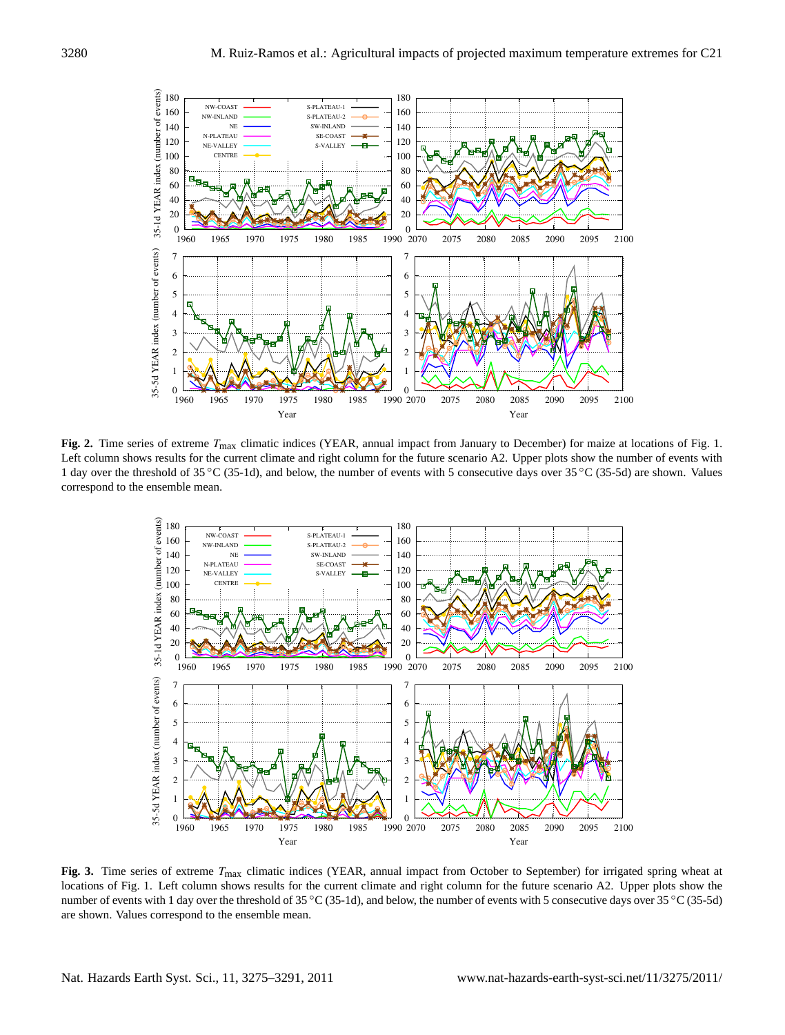180
160
140
120
100
80
60
40
20
0
35-1d YEAR index (number of events)

NW-COAST
NW-INLAND
NE
N-PLATEAU
NE-VALLEY
CENTRE
S-PLATEAU-1
S-PLATEAU-2
SW-INLAND
SE-COAST
S-VALLEY

1960 1965 1970 1975 1980 1985 1990 2070 2075 2080 2085 2090 2095 2100

7
6
5
4
3
2
1
0
35-5d YEAR index (number of events)

1960 1965 1970 1975 1980 1985 1990 2070 2075 2080 2085 2090 2095 2100
Year
Year

**Fig. 2.** Time series of extreme $T_{\max}$ climatic indices (YEAR, annual impact from January to December) for maize at locations of Fig. 1. Left column shows results for the current climate and right column for the future scenario A2. Upper plots show the number of events with 1 day over the threshold of 35 °C (35-1d), and below, the number of events with 5 consecutive days over 35 °C (35-5d) are shown. Values correspond to the ensemble mean.

180
160
140
120
100
80
60
40
20
0
35-1d YEAR index (number of events)

NW-COAST
NW-INLAND
NE
N-PLATEAU
NE-VALLEY
CENTRE
S-PLATEAU-1
S-PLATEAU-2
SW-INLAND
SE-COAST
S-VALLEY

1960 1965 1970 1975 1980 1985 1990 2070 2075 2080 2085 2090 2095 2100

7
6
5
4
3
2
1
0
35-5d YEAR index (number of events)

1960 1965 1970 1975 1980 1985 1990 2070 2075 2080 2085 2090 2095 2100
Year
Year

**Fig. 3.** Time series of extreme $T_{\max}$ climatic indices (YEAR, annual impact from October to September) for irrigated spring wheat at locations of Fig. 1. Left column shows results for the current climate and right column for the future scenario A2. Upper plots show the number of events with 1 day over the threshold of 35 °C (35-1d), and below, the number of events with 5 consecutive days over 35 °C (35-5d) are shown. Values correspond to the ensemble mean.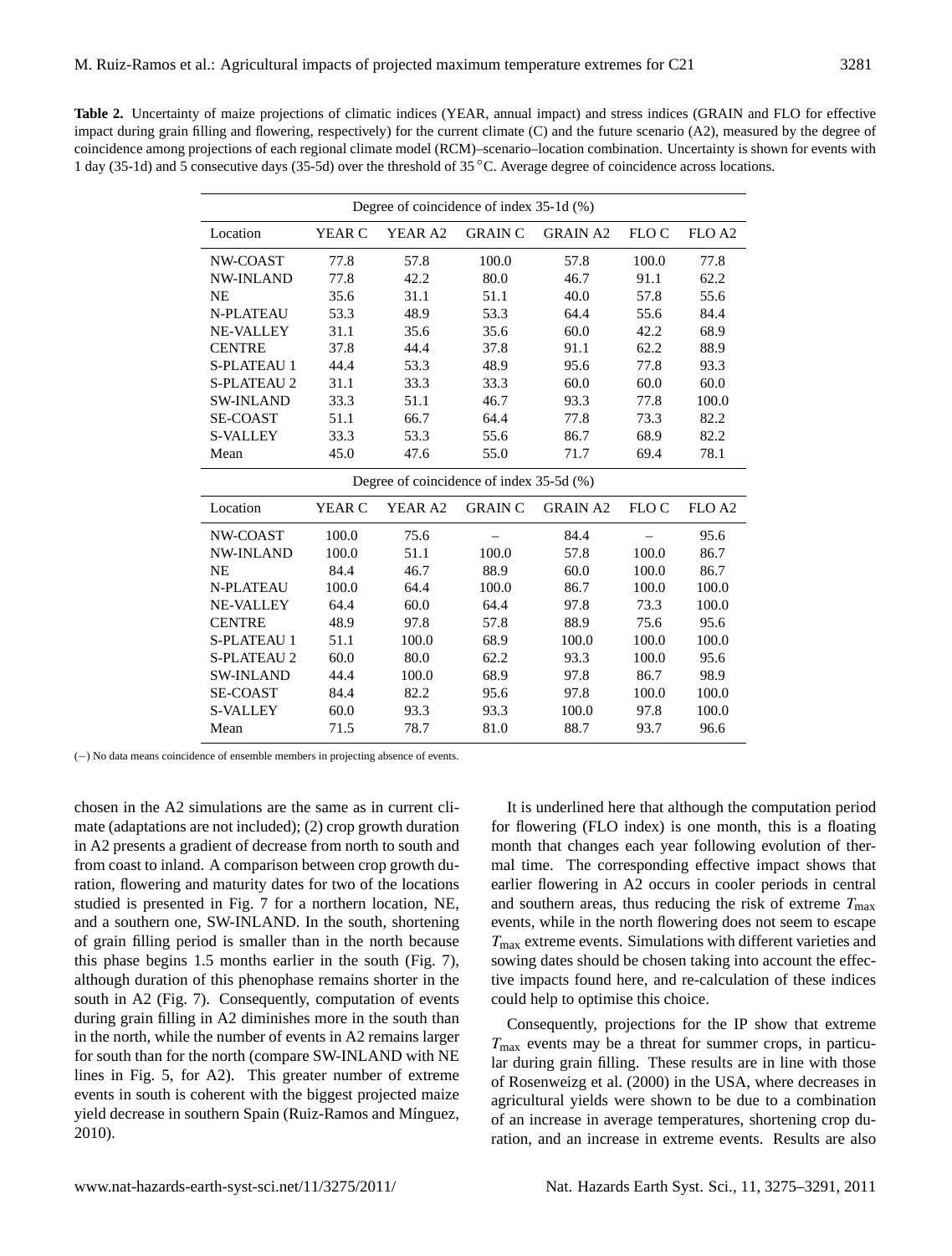**Table 2.** Uncertainty of maize projections of climatic indices (YEAR, annual impact) and stress indices (GRAIN and FLO for effective impact during grain filling and flowering, respectively) for the current climate (C) and the future scenario (A2), measured by the degree of coincidence among projections of each regional climate model (RCM)–scenario–location combination. Uncertainty is shown for events with 1 day (35-1d) and 5 consecutive days (35-5d) over the threshold of 35 °C. Average degree of coincidence across locations.

| Degree of coincidence of index 35-1d (%) | | | | | | |
|---|---|---|---|---|---|---|
| Location | YEAR C | YEAR A2 | GRAIN C | GRAIN A2 | FLO C | FLO A2 |
| NW-COAST | 77.8 | 57.8 | 100.0 | 57.8 | 100.0 | 77.8 |
| NW-INLAND | 77.8 | 42.2 | 80.0 | 46.7 | 91.1 | 62.2 |
| NE | 35.6 | 31.1 | 51.1 | 40.0 | 57.8 | 55.6 |
| N-PLATEAU | 53.3 | 48.9 | 53.3 | 64.4 | 55.6 | 84.4 |
| NE-VALLEY | 31.1 | 35.6 | 35.6 | 60.0 | 42.2 | 68.9 |
| CENTRE | 37.8 | 44.4 | 37.8 | 91.1 | 62.2 | 88.9 |
| S-PLATEAU 1 | 44.4 | 53.3 | 48.9 | 95.6 | 77.8 | 93.3 |
| S-PLATEAU 2 | 31.1 | 33.3 | 33.3 | 60.0 | 60.0 | 60.0 |
| SW-INLAND | 33.3 | 51.1 | 46.7 | 93.3 | 77.8 | 100.0 |
| SE-COAST | 51.1 | 66.7 | 64.4 | 77.8 | 73.3 | 82.2 |
| S-VALLEY | 33.3 | 53.3 | 55.6 | 86.7 | 68.9 | 82.2 |
| Mean | 45.0 | 47.6 | 55.0 | 71.7 | 69.4 | 78.1 |
| **Degree of coincidence of index 35-5d (%)** | | | | | | |
| Location | YEAR C | YEAR A2 | GRAIN C | GRAIN A2 | FLO C | FLO A2 |
| NW-COAST | 100.0 | 75.6 | – | 84.4 | – | 95.6 |
| NW-INLAND | 100.0 | 51.1 | 100.0 | 57.8 | 100.0 | 86.7 |
| NE | 84.4 | 46.7 | 88.9 | 60.0 | 100.0 | 86.7 |
| N-PLATEAU | 100.0 | 64.4 | 100.0 | 86.7 | 100.0 | 100.0 |
| NE-VALLEY | 64.4 | 60.0 | 64.4 | 97.8 | 73.3 | 100.0 |
| CENTRE | 48.9 | 97.8 | 57.8 | 88.9 | 75.6 | 95.6 |
| S-PLATEAU 1 | 51.1 | 100.0 | 68.9 | 100.0 | 100.0 | 100.0 |
| S-PLATEAU 2 | 60.0 | 80.0 | 62.2 | 93.3 | 100.0 | 95.6 |
| SW-INLAND | 44.4 | 100.0 | 68.9 | 97.8 | 86.7 | 98.9 |
| SE-COAST | 84.4 | 82.2 | 95.6 | 97.8 | 100.0 | 100.0 |
| S-VALLEY | 60.0 | 93.3 | 93.3 | 100.0 | 97.8 | 100.0 |
| Mean | 71.5 | 78.7 | 81.0 | 88.7 | 93.7 | 96.6 |

(–) No data means coincidence of ensemble members in projecting absence of events.

chosen in the A2 simulations are the same as in current climate (adaptations are not included); (2) crop growth duration in A2 presents a gradient of decrease from north to south and from coast to inland. A comparison between crop growth duration, flowering and maturity dates for two of the locations studied is presented in Fig. 7 for a northern location, NE, and a southern one, SW-INLAND. In the south, shortening of grain filling period is smaller than in the north because this phase begins 1.5 months earlier in the south (Fig. 7), although duration of this phenophase remains shorter in the south in A2 (Fig. 7). Consequently, computation of events during grain filling in A2 diminishes more in the south than in the north, while the number of events in A2 remains larger for south than for the north (compare SW-INLAND with NE lines in Fig. 5, for A2). This greater number of extreme events in south is coherent with the biggest projected maize yield decrease in southern Spain (Ruiz-Ramos and Mínguez, 2010).

It is underlined here that although the computation period for flowering (FLO index) is one month, this is a floating month that changes each year following evolution of thermal time. The corresponding effective impact shows that earlier flowering in A2 occurs in cooler periods in central and southern areas, thus reducing the risk of extreme $T_{max}$ events, while in the north flowering does not seem to escape $T_{max}$ extreme events. Simulations with different varieties and sowing dates should be chosen taking into account the effective impacts found here, and re-calculation of these indices could help to optimise this choice.

Consequently, projections for the IP show that extreme $T_{max}$ events may be a threat for summer crops, in particular during grain filling. These results are in line with those of Rosenweigz et al. (2000) in the USA, where decreases in agricultural yields were shown to be due to a combination of an increase in average temperatures, shortening crop duration, and an increase in extreme events. Results are also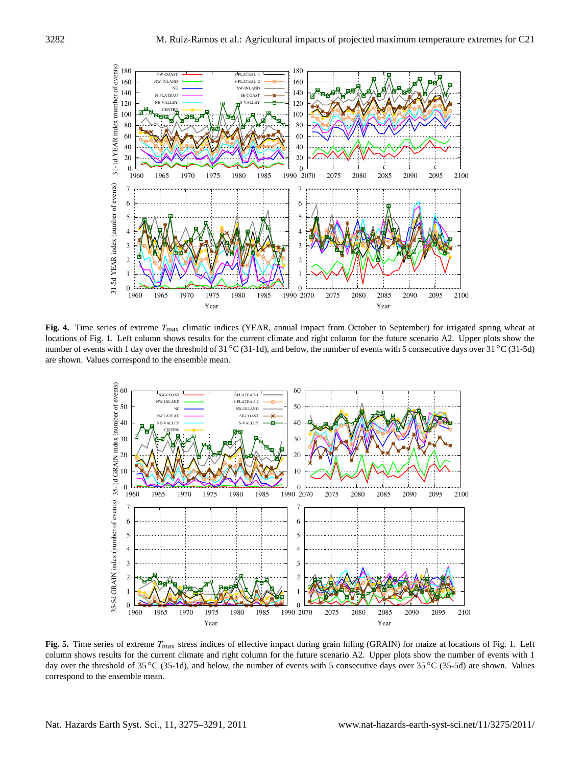31-1d YEAR index (number of events)

NW-COAST
NW-INLAND
NE
N-PLATEAU
NE-VALLEY
CENTRE
S-PLATEAU-1
S-PLATEAU-2
SW-INLAND
SE-COAST
S-VALLEY

31-5d YEAR index (number of events)

Year

Year

**Fig. 4.** Time series of extreme $T_{\max}$ climatic indices (YEAR, annual impact from October to September) for irrigated spring wheat at locations of Fig. 1. Left column shows results for the current climate and right column for the future scenario A2. Upper plots show the number of events with 1 day over the threshold of 31 °C (31-1d), and below, the number of events with 5 consecutive days over 31 °C (31-5d) are shown. Values correspond to the ensemble mean.

35-1d GRAIN index (number of events)

NW-COAST
NW-INLAND
NE
N-PLATEAU
NE-VALLEY
CENTRE
S-PLATEAU-1
S-PLATEAU-2
SW-INLAND
SE-COAST
S-VALLEY

35-5d GRAIN index (number of events)

Year

Year

**Fig. 5.** Time series of extreme $T_{\max}$ stress indices of effective impact during grain filling (GRAIN) for maize at locations of Fig. 1. Left column shows results for the current climate and right column for the future scenario A2. Upper plots show the number of events with 1 day over the threshold of 35 °C (35-1d), and below, the number of events with 5 consecutive days over 35 °C (35-5d) are shown. Values correspond to the ensemble mean.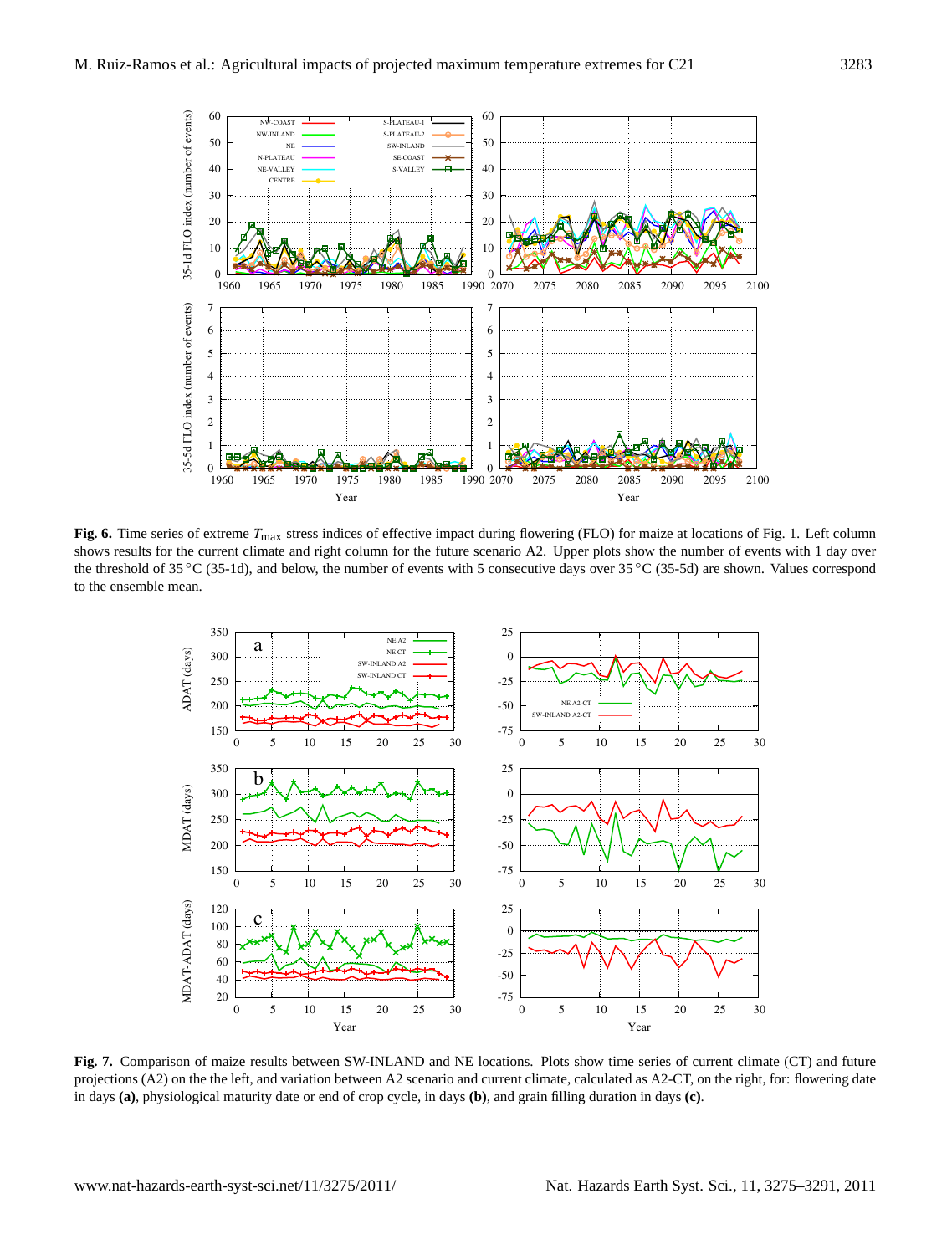35-1d FLO index (number of events)

60
50
40
30
20
10
0

NW-COAST
NW-INLAND
NE
N-PLATEAU
NE-VALLEY
CENTRE
S-PLATEAU-1
S-PLATEAU-2
SW-INLAND
SE-COAST
S-VALLEY

1960 1965 1970 1975 1980 1985 1990 2070 2075 2080 2085 2090 2095 2100

35-5d FLO index (number of events)

7
6
5
4
3
2
1
0

1960 1965 1970 1975 1980 1985 1990 2070 2075 2080 2085 2090 2095 2100

Year

Year

**Fig. 6.** Time series of extreme $T_{max}$ stress indices of effective impact during flowering (FLO) for maize at locations of Fig. 1. Left column shows results for the current climate and right column for the future scenario A2. Upper plots show the number of events with 1 day over the threshold of 35 °C (35-1d), and below, the number of events with 5 consecutive days over 35 °C (35-5d) are shown. Values correspond to the ensemble mean.

a

ADAT (days)

NE A2
NE CT
SW-INLAND A2
SW-INLAND CT

NE A2-CT
SW-INLAND A2-CT

b

MDAT (days)

c

MDAT-ADAT (days)

Year

Year

**Fig. 7.** Comparison of maize results between SW-INLAND and NE locations. Plots show time series of current climate (CT) and future projections (A2) on the the left, and variation between A2 scenario and current climate, calculated as A2-CT, on the right, for: flowering date in days **(a)**, physiological maturity date or end of crop cycle, in days **(b)**, and grain filling duration in days **(c)**.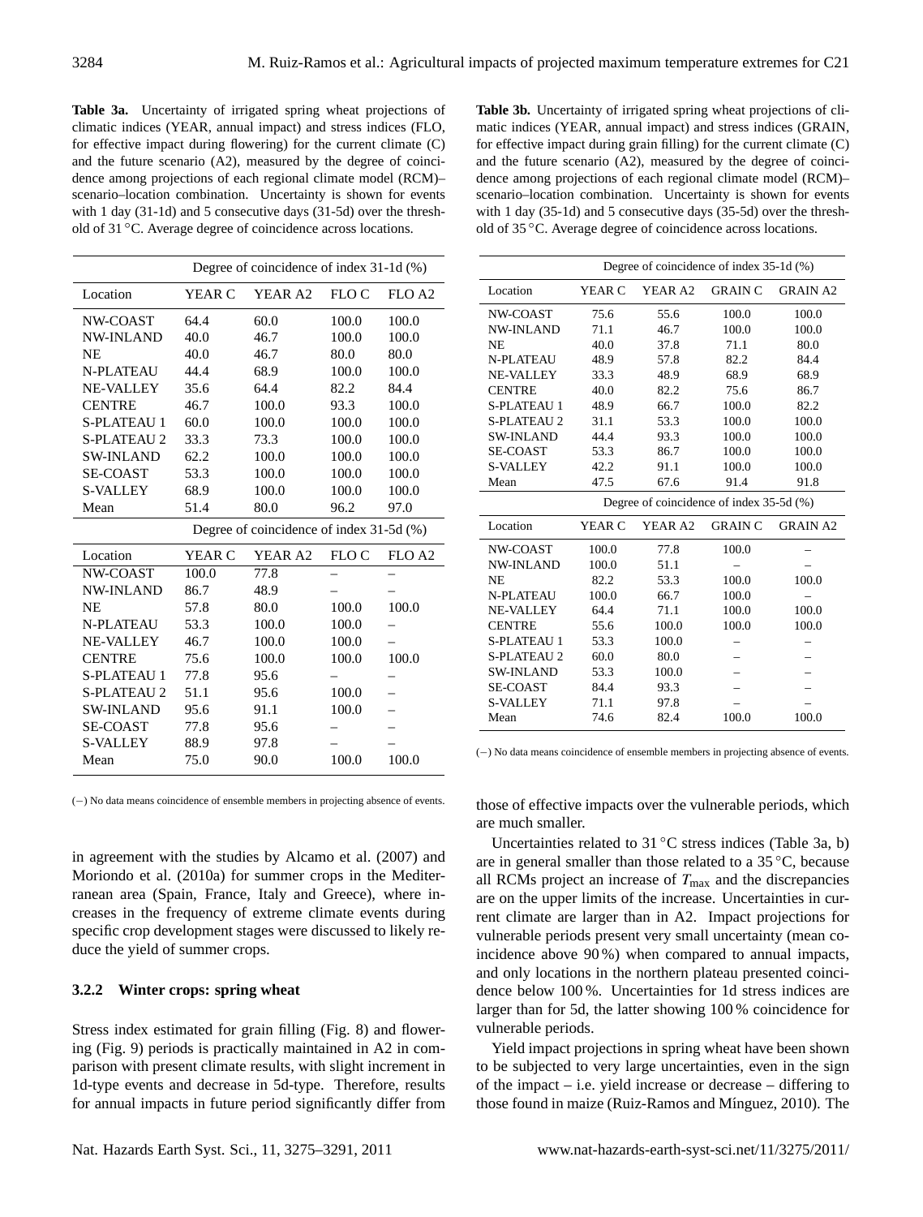**Table 3a.** Uncertainty of irrigated spring wheat projections of climatic indices (YEAR, annual impact) and stress indices (FLO, for effective impact during flowering) for the current climate (C) and the future scenario (A2), measured by the degree of coincidence among projections of each regional climate model (RCM)–scenario–location combination. Uncertainty is shown for events with 1 day (31-1d) and 5 consecutive days (31-5d) over the threshold of 31 °C. Average degree of coincidence across locations.

| | Degree of coincidence of index 31-1d (%) | | | |
|---|---|---|---|---|
| Location | YEAR C | YEAR A2 | FLO C | FLO A2 |
| NW-COAST | 64.4 | 60.0 | 100.0 | 100.0 |
| NW-INLAND | 40.0 | 46.7 | 100.0 | 100.0 |
| NE | 40.0 | 46.7 | 80.0 | 80.0 |
| N-PLATEAU | 44.4 | 68.9 | 100.0 | 100.0 |
| NE-VALLEY | 35.6 | 64.4 | 82.2 | 84.4 |
| CENTRE | 46.7 | 100.0 | 93.3 | 100.0 |
| S-PLATEAU 1 | 60.0 | 100.0 | 100.0 | 100.0 |
| S-PLATEAU 2 | 33.3 | 73.3 | 100.0 | 100.0 |
| SW-INLAND | 62.2 | 100.0 | 100.0 | 100.0 |
| SE-COAST | 53.3 | 100.0 | 100.0 | 100.0 |
| S-VALLEY | 68.9 | 100.0 | 100.0 | 100.0 |
| Mean | 51.4 | 80.0 | 96.2 | 97.0 |
| | Degree of coincidence of index 31-5d (%) | | | |
| Location | YEAR C | YEAR A2 | FLO C | FLO A2 |
| NW-COAST | 100.0 | 77.8 | – | – |
| NW-INLAND | 86.7 | 48.9 | – | – |
| NE | 57.8 | 80.0 | 100.0 | 100.0 |
| N-PLATEAU | 53.3 | 100.0 | 100.0 | – |
| NE-VALLEY | 46.7 | 100.0 | 100.0 | – |
| CENTRE | 75.6 | 100.0 | 100.0 | 100.0 |
| S-PLATEAU 1 | 77.8 | 95.6 | – | – |
| S-PLATEAU 2 | 51.1 | 95.6 | 100.0 | – |
| SW-INLAND | 95.6 | 91.1 | 100.0 | – |
| SE-COAST | 77.8 | 95.6 | – | – |
| S-VALLEY | 88.9 | 97.8 | – | – |
| Mean | 75.0 | 90.0 | 100.0 | 100.0 |

(–) No data means coincidence of ensemble members in projecting absence of events.

**Table 3b.** Uncertainty of irrigated spring wheat projections of climatic indices (YEAR, annual impact) and stress indices (GRAIN, for effective impact during grain filling) for the current climate (C) and the future scenario (A2), measured by the degree of coincidence among projections of each regional climate model (RCM)–scenario–location combination. Uncertainty is shown for events with 1 day (35-1d) and 5 consecutive days (35-5d) over the threshold of 35 °C. Average degree of coincidence across locations.

| | Degree of coincidence of index 35-1d (%) | | | |
|---|---|---|---|---|
| Location | YEAR C | YEAR A2 | GRAIN C | GRAIN A2 |
| NW-COAST | 75.6 | 55.6 | 100.0 | 100.0 |
| NW-INLAND | 71.1 | 46.7 | 100.0 | 100.0 |
| NE | 40.0 | 37.8 | 71.1 | 80.0 |
| N-PLATEAU | 48.9 | 57.8 | 82.2 | 84.4 |
| NE-VALLEY | 33.3 | 48.9 | 68.9 | 68.9 |
| CENTRE | 40.0 | 82.2 | 75.6 | 86.7 |
| S-PLATEAU 1 | 48.9 | 66.7 | 100.0 | 82.2 |
| S-PLATEAU 2 | 31.1 | 53.3 | 100.0 | 100.0 |
| SW-INLAND | 44.4 | 93.3 | 100.0 | 100.0 |
| SE-COAST | 53.3 | 86.7 | 100.0 | 100.0 |
| S-VALLEY | 42.2 | 91.1 | 100.0 | 100.0 |
| Mean | 47.5 | 67.6 | 91.4 | 91.8 |
| | Degree of coincidence of index 35-5d (%) | | | |
| Location | YEAR C | YEAR A2 | GRAIN C | GRAIN A2 |
| NW-COAST | 100.0 | 77.8 | 100.0 | – |
| NW-INLAND | 100.0 | 51.1 | – | – |
| NE | 82.2 | 53.3 | 100.0 | 100.0 |
| N-PLATEAU | 100.0 | 66.7 | 100.0 | – |
| NE-VALLEY | 64.4 | 71.1 | 100.0 | 100.0 |
| CENTRE | 55.6 | 100.0 | 100.0 | 100.0 |
| S-PLATEAU 1 | 53.3 | 100.0 | – | – |
| S-PLATEAU 2 | 60.0 | 80.0 | – | – |
| SW-INLAND | 53.3 | 100.0 | – | – |
| SE-COAST | 84.4 | 93.3 | – | – |
| S-VALLEY | 71.1 | 97.8 | – | – |
| Mean | 74.6 | 82.4 | 100.0 | 100.0 |

(–) No data means coincidence of ensemble members in projecting absence of events.

in agreement with the studies by Alcamo et al. (2007) and Moriondo et al. (2010a) for summer crops in the Mediterranean area (Spain, France, Italy and Greece), where increases in the frequency of extreme climate events during specific crop development stages were discussed to likely reduce the yield of summer crops.

### 3.2.2 Winter crops: spring wheat

Stress index estimated for grain filling (Fig. 8) and flowering (Fig. 9) periods is practically maintained in A2 in comparison with present climate results, with slight increment in 1d-type events and decrease in 5d-type. Therefore, results for annual impacts in future period significantly differ from those of effective impacts over the vulnerable periods, which are much smaller.

Uncertainties related to 31 °C stress indices (Table 3a, b) are in general smaller than those related to a 35 °C, because all RCMs project an increase of $T_{\max}$ and the discrepancies are on the upper limits of the increase. Uncertainties in current climate are larger than in A2. Impact projections for vulnerable periods present very small uncertainty (mean coincidence above 90 %) when compared to annual impacts, and only locations in the northern plateau presented coincidence below 100 %. Uncertainties for 1d stress indices are larger than for 5d, the latter showing 100 % coincidence for vulnerable periods.

Yield impact projections in spring wheat have been shown to be subjected to very large uncertainties, even in the sign of the impact – i.e. yield increase or decrease – differing to those found in maize (Ruiz-Ramos and Mínguez, 2010). The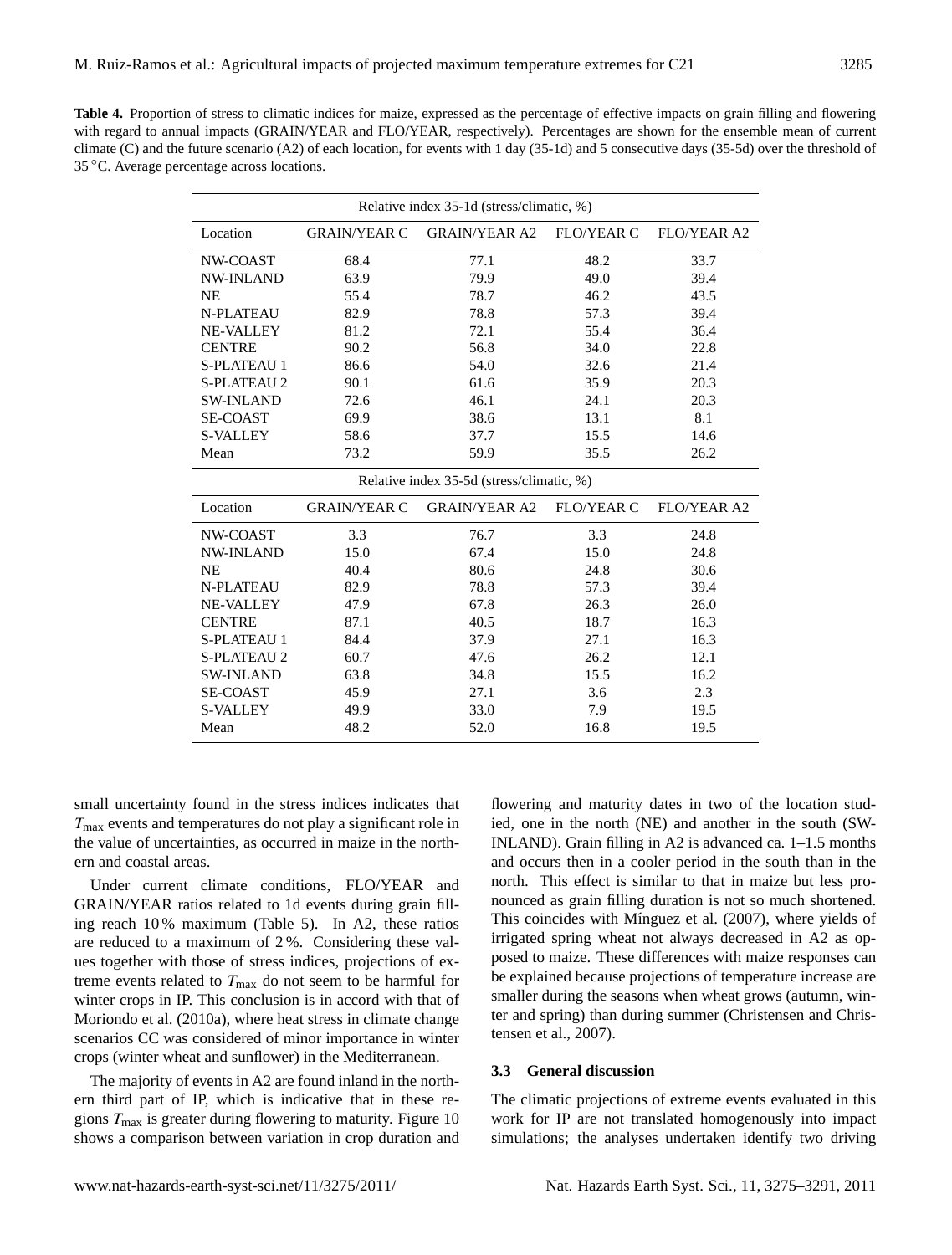**Table 4.** Proportion of stress to climatic indices for maize, expressed as the percentage of effective impacts on grain filling and flowering with regard to annual impacts (GRAIN/YEAR and FLO/YEAR, respectively). Percentages are shown for the ensemble mean of current climate (C) and the future scenario (A2) of each location, for events with 1 day (35-1d) and 5 consecutive days (35-5d) over the threshold of 35 °C. Average percentage across locations.

| Relative index 35-1d (stress/climatic, %) | | | | |
|---|---|---|---|---|
| Location | GRAIN/YEAR C | GRAIN/YEAR A2 | FLO/YEAR C | FLO/YEAR A2 |
| NW-COAST | 68.4 | 77.1 | 48.2 | 33.7 |
| NW-INLAND | 63.9 | 79.9 | 49.0 | 39.4 |
| NE | 55.4 | 78.7 | 46.2 | 43.5 |
| N-PLATEAU | 82.9 | 78.8 | 57.3 | 39.4 |
| NE-VALLEY | 81.2 | 72.1 | 55.4 | 36.4 |
| CENTRE | 90.2 | 56.8 | 34.0 | 22.8 |
| S-PLATEAU 1 | 86.6 | 54.0 | 32.6 | 21.4 |
| S-PLATEAU 2 | 90.1 | 61.6 | 35.9 | 20.3 |
| SW-INLAND | 72.6 | 46.1 | 24.1 | 20.3 |
| SE-COAST | 69.9 | 38.6 | 13.1 | 8.1 |
| S-VALLEY | 58.6 | 37.7 | 15.5 | 14.6 |
| Mean | 73.2 | 59.9 | 35.5 | 26.2 |
| **Relative index 35-5d (stress/climatic, %)** | | | | |
| Location | GRAIN/YEAR C | GRAIN/YEAR A2 | FLO/YEAR C | FLO/YEAR A2 |
| NW-COAST | 3.3 | 76.7 | 3.3 | 24.8 |
| NW-INLAND | 15.0 | 67.4 | 15.0 | 24.8 |
| NE | 40.4 | 80.6 | 24.8 | 30.6 |
| N-PLATEAU | 82.9 | 78.8 | 57.3 | 39.4 |
| NE-VALLEY | 47.9 | 67.8 | 26.3 | 26.0 |
| CENTRE | 87.1 | 40.5 | 18.7 | 16.3 |
| S-PLATEAU 1 | 84.4 | 37.9 | 27.1 | 16.3 |
| S-PLATEAU 2 | 60.7 | 47.6 | 26.2 | 12.1 |
| SW-INLAND | 63.8 | 34.8 | 15.5 | 16.2 |
| SE-COAST | 45.9 | 27.1 | 3.6 | 2.3 |
| S-VALLEY | 49.9 | 33.0 | 7.9 | 19.5 |
| Mean | 48.2 | 52.0 | 16.8 | 19.5 |

small uncertainty found in the stress indices indicates that $T_{max}$ events and temperatures do not play a significant role in the value of uncertainties, as occurred in maize in the northern and coastal areas.

Under current climate conditions, FLO/YEAR and GRAIN/YEAR ratios related to 1d events during grain filling reach 10 % maximum (Table 5). In A2, these ratios are reduced to a maximum of 2 %. Considering these values together with those of stress indices, projections of extreme events related to $T_{max}$ do not seem to be harmful for winter crops in IP. This conclusion is in accord with that of Moriondo et al. (2010a), where heat stress in climate change scenarios CC was considered of minor importance in winter crops (winter wheat and sunflower) in the Mediterranean.

The majority of events in A2 are found inland in the northern third part of IP, which is indicative that in these regions $T_{max}$ is greater during flowering to maturity. Figure 10 shows a comparison between variation in crop duration and flowering and maturity dates in two of the location studied, one in the north (NE) and another in the south (SW-INLAND). Grain filling in A2 is advanced ca. 1–1.5 months and occurs then in a cooler period in the south than in the north. This effect is similar to that in maize but less pronounced as grain filling duration is not so much shortened. This coincides with Mínguez et al. (2007), where yields of irrigated spring wheat not always decreased in A2 as opposed to maize. These differences with maize responses can be explained because projections of temperature increase are smaller during the seasons when wheat grows (autumn, winter and spring) than during summer (Christensen and Christensen et al., 2007).

### 3.3 General discussion

The climatic projections of extreme events evaluated in this work for IP are not translated homogenously into impact simulations; the analyses undertaken identify two driving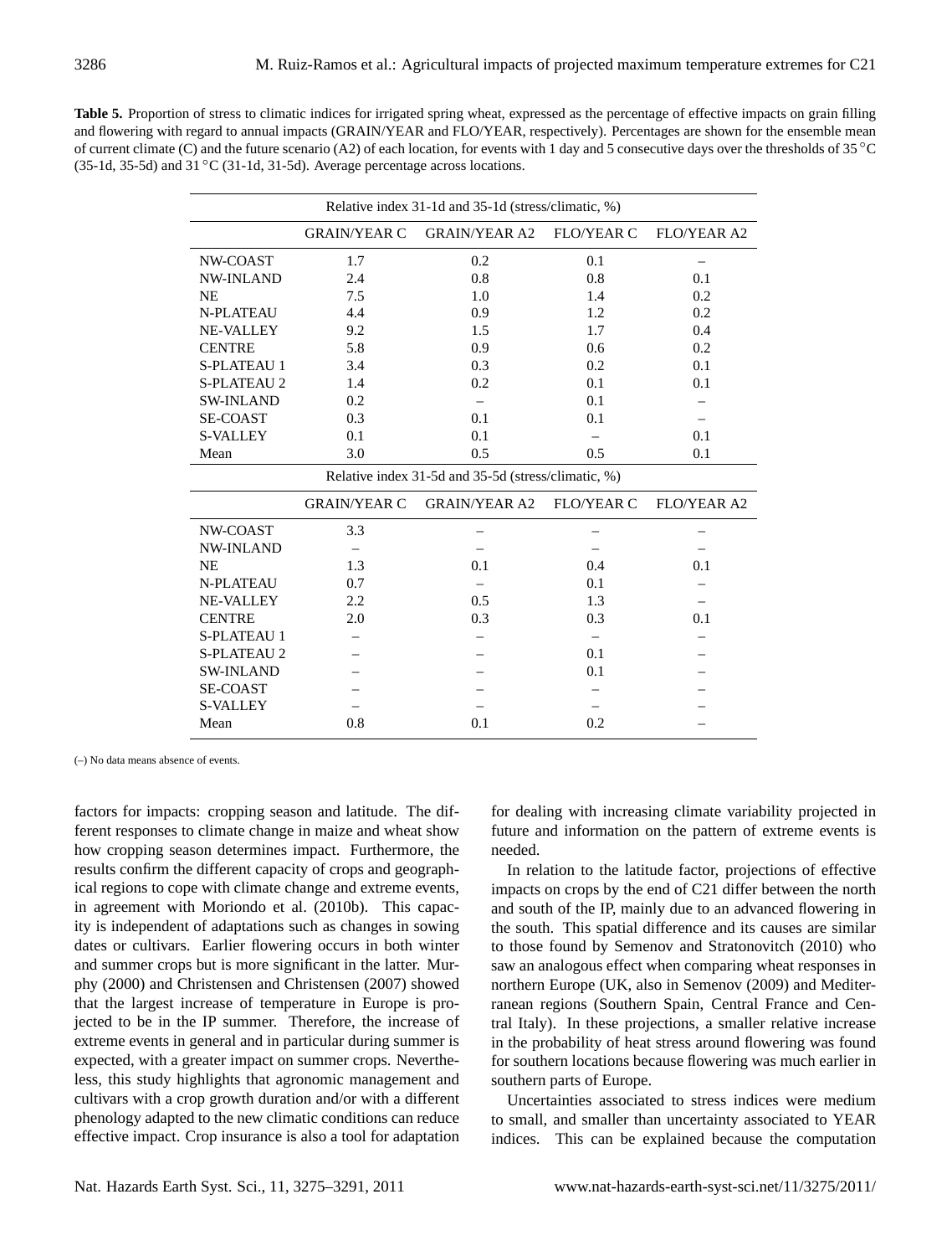**Table 5.** Proportion of stress to climatic indices for irrigated spring wheat, expressed as the percentage of effective impacts on grain filling and flowering with regard to annual impacts (GRAIN/YEAR and FLO/YEAR, respectively). Percentages are shown for the ensemble mean of current climate (C) and the future scenario (A2) of each location, for events with 1 day and 5 consecutive days over the thresholds of 35 °C (35-1d, 35-5d) and 31 °C (31-1d, 31-5d). Average percentage across locations.

| Relative index 31-1d and 35-1d (stress/climatic, %) | | | | |
|---|---|---|---|---|
| | GRAIN/YEAR C | GRAIN/YEAR A2 | FLO/YEAR C | FLO/YEAR A2 |
| NW-COAST | 1.7 | 0.2 | 0.1 | – |
| NW-INLAND | 2.4 | 0.8 | 0.8 | 0.1 |
| NE | 7.5 | 1.0 | 1.4 | 0.2 |
| N-PLATEAU | 4.4 | 0.9 | 1.2 | 0.2 |
| NE-VALLEY | 9.2 | 1.5 | 1.7 | 0.4 |
| CENTRE | 5.8 | 0.9 | 0.6 | 0.2 |
| S-PLATEAU 1 | 3.4 | 0.3 | 0.2 | 0.1 |
| S-PLATEAU 2 | 1.4 | 0.2 | 0.1 | 0.1 |
| SW-INLAND | 0.2 | – | 0.1 | – |
| SE-COAST | 0.3 | 0.1 | 0.1 | – |
| S-VALLEY | 0.1 | 0.1 | – | 0.1 |
| Mean | 3.0 | 0.5 | 0.5 | 0.1 |
| Relative index 31-5d and 35-5d (stress/climatic, %) | | | | |
| | GRAIN/YEAR C | GRAIN/YEAR A2 | FLO/YEAR C | FLO/YEAR A2 |
| NW-COAST | 3.3 | – | – | – |
| NW-INLAND | – | – | – | – |
| NE | 1.3 | 0.1 | 0.4 | 0.1 |
| N-PLATEAU | 0.7 | – | 0.1 | – |
| NE-VALLEY | 2.2 | 0.5 | 1.3 | – |
| CENTRE | 2.0 | 0.3 | 0.3 | 0.1 |
| S-PLATEAU 1 | – | – | – | – |
| S-PLATEAU 2 | – | – | 0.1 | – |
| SW-INLAND | – | – | 0.1 | – |
| SE-COAST | – | – | – | – |
| S-VALLEY | – | – | – | – |
| Mean | 0.8 | 0.1 | 0.2 | – |

(–) No data means absence of events.

factors for impacts: cropping season and latitude. The different responses to climate change in maize and wheat show how cropping season determines impact. Furthermore, the results confirm the different capacity of crops and geographical regions to cope with climate change and extreme events, in agreement with Moriondo et al. (2010b). This capacity is independent of adaptations such as changes in sowing dates or cultivars. Earlier flowering occurs in both winter and summer crops but is more significant in the latter. Murphy (2000) and Christensen and Christensen (2007) showed that the largest increase of temperature in Europe is projected to be in the IP summer. Therefore, the increase of extreme events in general and in particular during summer is expected, with a greater impact on summer crops. Nevertheless, this study highlights that agronomic management and cultivars with a crop growth duration and/or with a different phenology adapted to the new climatic conditions can reduce effective impact. Crop insurance is also a tool for adaptation for dealing with increasing climate variability projected in future and information on the pattern of extreme events is needed.

In relation to the latitude factor, projections of effective impacts on crops by the end of C21 differ between the north and south of the IP, mainly due to an advanced flowering in the south. This spatial difference and its causes are similar to those found by Semenov and Stratonovitch (2010) who saw an analogous effect when comparing wheat responses in northern Europe (UK, also in Semenov (2009) and Mediterranean regions (Southern Spain, Central France and Central Italy). In these projections, a smaller relative increase in the probability of heat stress around flowering was found for southern locations because flowering was much earlier in southern parts of Europe.

Uncertainties associated to stress indices were medium to small, and smaller than uncertainty associated to YEAR indices. This can be explained because the computation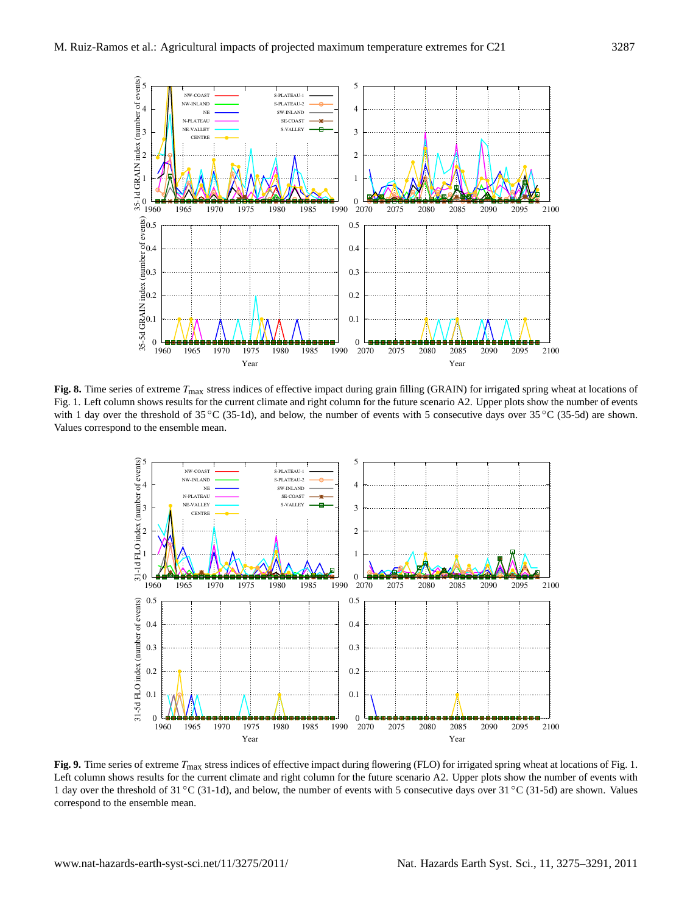35-1d GRAIN index (number of events)

NW-COAST
NW-INLAND
NE
N-PLATEAU
NE-VALLEY
CENTRE
S-PLATEAU-1
S-PLATEAU-2
SW-INLAND
SE-COAST
S-VALLEY

35-5d GRAIN index (number of events)

Year

Year

**Fig. 8.** Time series of extreme $T_{\mathrm{max}}$ stress indices of effective impact during grain filling (GRAIN) for irrigated spring wheat at locations of Fig. 1. Left column shows results for the current climate and right column for the future scenario A2. Upper plots show the number of events with 1 day over the threshold of 35 °C (35-1d), and below, the number of events with 5 consecutive days over 35 °C (35-5d) are shown. Values correspond to the ensemble mean.

31-1d FLO index (number of events)

NW-COAST
NW-INLAND
NE
N-PLATEAU
NE-VALLEY
CENTRE
S-PLATEAU-1
S-PLATEAU-2
SW-INLAND
SE-COAST
S-VALLEY

31-5d FLO index (number of events)

Year

Year

**Fig. 9.** Time series of extreme $T_{\mathrm{max}}$ stress indices of effective impact during flowering (FLO) for irrigated spring wheat at locations of Fig. 1. Left column shows results for the current climate and right column for the future scenario A2. Upper plots show the number of events with 1 day over the threshold of 31 °C (31-1d), and below, the number of events with 5 consecutive days over 31 °C (31-5d) are shown. Values correspond to the ensemble mean.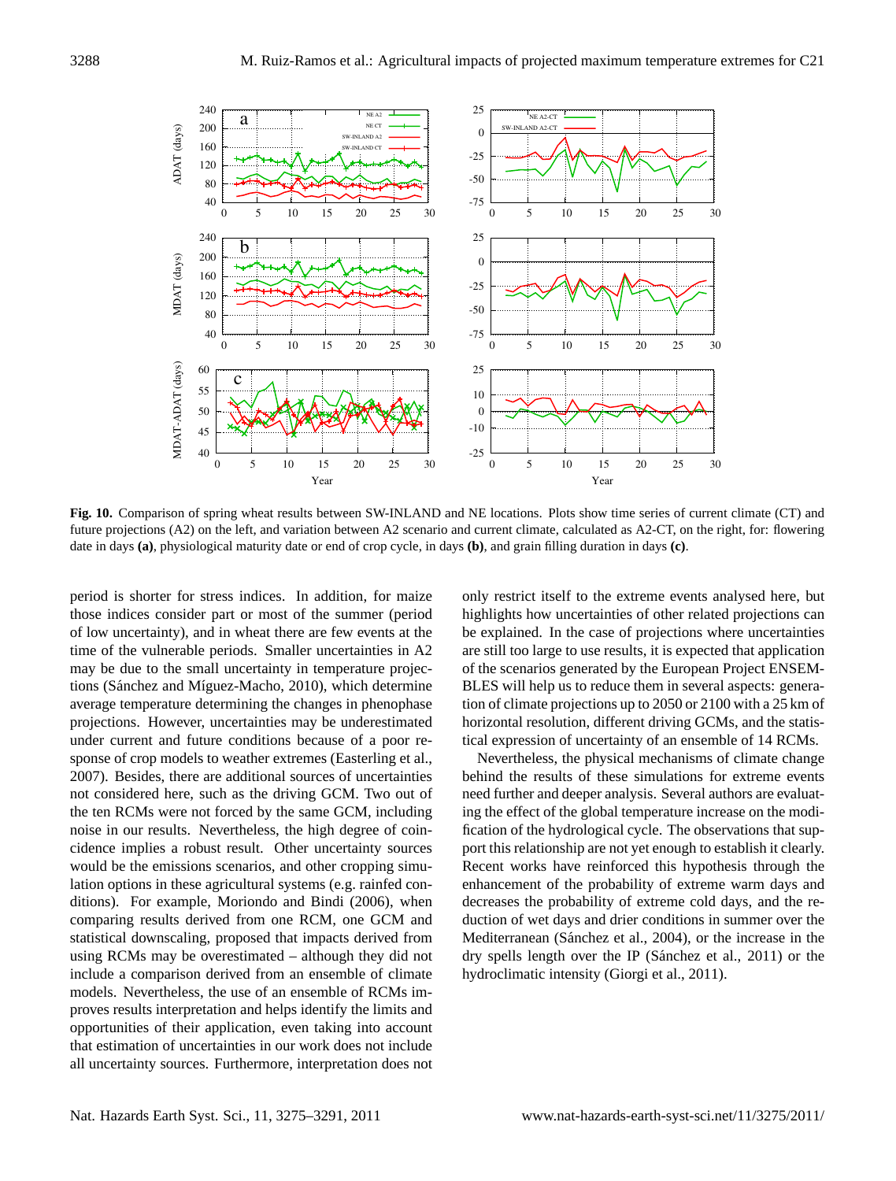a

ADAT (days)

240
200
160
120
80
40

0 5 10 15 20 25 30

NE A2
NE CT
SW-INLAND A2
SW-INLAND CT

25
0
-25
-50
-75

0 5 10 15 20 25 30

NE A2-CT
SW-INLAND A2-CT

b

MDAT (days)

240
200
160
120
80
40

0 5 10 15 20 25 30

25
0
-25
-50
-75

0 5 10 15 20 25 30

c

MDAT-ADAT (days)

60
55
50
45
40

0 5 10 15 20 25 30

Year

25
10
0
-10
-25

0 5 10 15 20 25 30

Year

**Fig. 10.** Comparison of spring wheat results between SW-INLAND and NE locations. Plots show time series of current climate (CT) and future projections (A2) on the left, and variation between A2 scenario and current climate, calculated as A2-CT, on the right, for: flowering date in days **(a)**, physiological maturity date or end of crop cycle, in days **(b)**, and grain filling duration in days **(c)**.

period is shorter for stress indices. In addition, for maize those indices consider part or most of the summer (period of low uncertainty), and in wheat there are few events at the time of the vulnerable periods. Smaller uncertainties in A2 may be due to the small uncertainty in temperature projections (Sánchez and Míguez-Macho, 2010), which determine average temperature determining the changes in phenophase projections. However, uncertainties may be underestimated under current and future conditions because of a poor response of crop models to weather extremes (Easterling et al., 2007). Besides, there are additional sources of uncertainties not considered here, such as the driving GCM. Two out of the ten RCMs were not forced by the same GCM, including noise in our results. Nevertheless, the high degree of coincidence implies a robust result. Other uncertainty sources would be the emissions scenarios, and other cropping simulation options in these agricultural systems (e.g. rainfed conditions). For example, Moriondo and Bindi (2006), when comparing results derived from one RCM, one GCM and statistical downscaling, proposed that impacts derived from using RCMs may be overestimated – although they did not include a comparison derived from an ensemble of climate models. Nevertheless, the use of an ensemble of RCMs improves results interpretation and helps identify the limits and opportunities of their application, even taking into account that estimation of uncertainties in our work does not include all uncertainty sources. Furthermore, interpretation does not only restrict itself to the extreme events analysed here, but highlights how uncertainties of other related projections can be explained. In the case of projections where uncertainties are still too large to use results, it is expected that application of the scenarios generated by the European Project ENSEMBLES will help us to reduce them in several aspects: generation of climate projections up to 2050 or 2100 with a 25 km of horizontal resolution, different driving GCMs, and the statistical expression of uncertainty of an ensemble of 14 RCMs.

Nevertheless, the physical mechanisms of climate change behind the results of these simulations for extreme events need further and deeper analysis. Several authors are evaluating the effect of the global temperature increase on the modification of the hydrological cycle. The observations that support this relationship are not yet enough to establish it clearly. Recent works have reinforced this hypothesis through the enhancement of the probability of extreme warm days and decreases the probability of extreme cold days, and the reduction of wet days and drier conditions in summer over the Mediterranean (Sánchez et al., 2004), or the increase in the dry spells length over the IP (Sánchez et al., 2011) or the hydroclimatic intensity (Giorgi et al., 2011).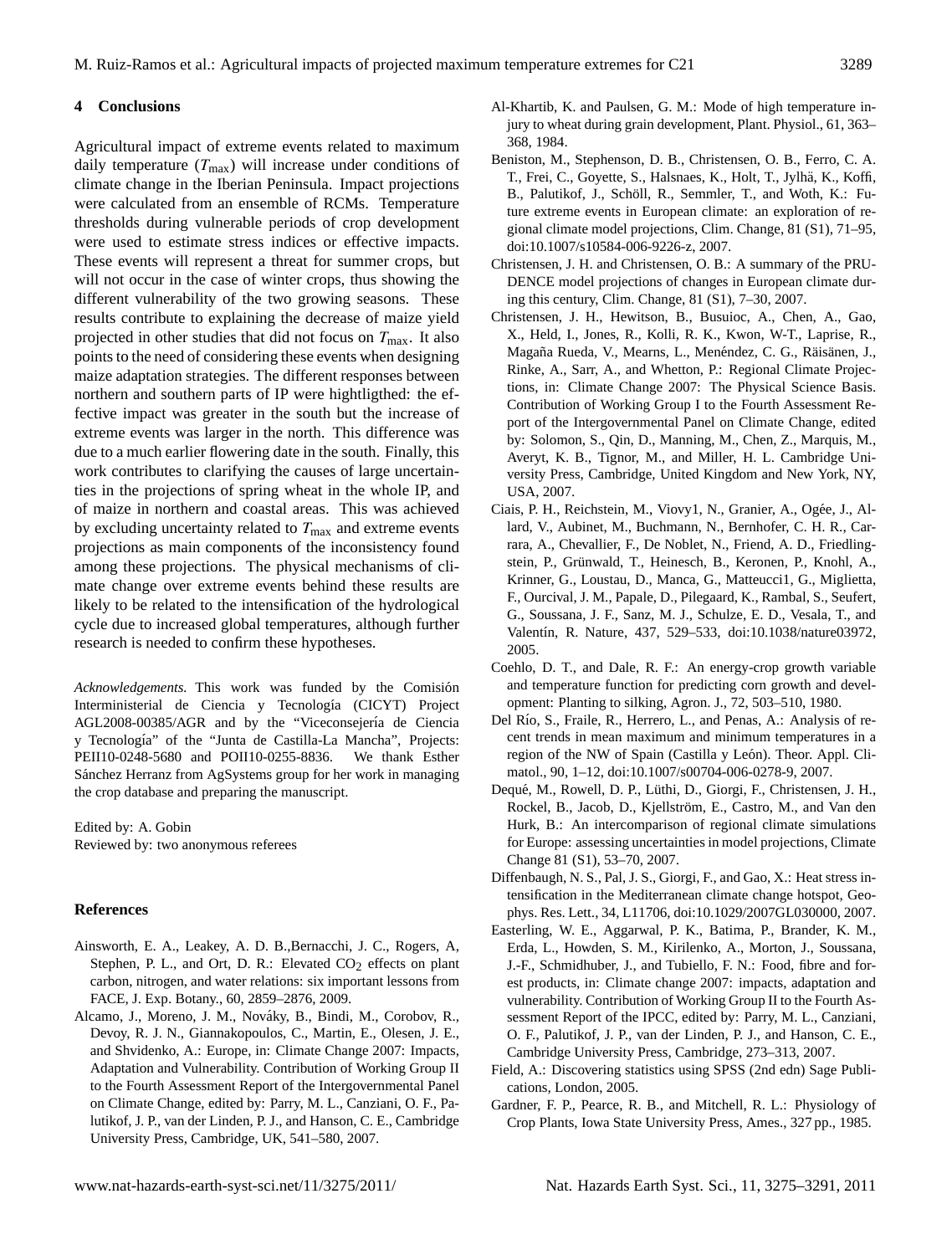## 4 Conclusions

Agricultural impact of extreme events related to maximum daily temperature ($T_{max}$) will increase under conditions of climate change in the Iberian Peninsula. Impact projections were calculated from an ensemble of RCMs. Temperature thresholds during vulnerable periods of crop development were used to estimate stress indices or effective impacts. These events will represent a threat for summer crops, but will not occur in the case of winter crops, thus showing the different vulnerability of the two growing seasons. These results contribute to explaining the decrease of maize yield projected in other studies that did not focus on $T_{max}$. It also points to the need of considering these events when designing maize adaptation strategies. The different responses between northern and southern parts of IP were hightligthed: the effective impact was greater in the south but the increase of extreme events was larger in the north. This difference was due to a much earlier flowering date in the south. Finally, this work contributes to clarifying the causes of large uncertainties in the projections of spring wheat in the whole IP, and of maize in northern and coastal areas. This was achieved by excluding uncertainty related to $T_{max}$ and extreme events projections as main components of the inconsistency found among these projections. The physical mechanisms of climate change over extreme events behind these results are likely to be related to the intensification of the hydrological cycle due to increased global temperatures, although further research is needed to confirm these hypotheses.

*Acknowledgements.* This work was funded by the Comisión Interministerial de Ciencia y Tecnología (CICYT) Project AGL2008-00385/AGR and by the "Viceconsejería de Ciencia y Tecnología" of the "Junta de Castilla-La Mancha", Projects: PEII10-0248-5680 and POII10-0255-8836. We thank Esther Sánchez Herranz from AgSystems group for her work in managing the crop database and preparing the manuscript.

Edited by: A. Gobin
Reviewed by: two anonymous referees

## References

Ainsworth, E. A., Leakey, A. D. B.,Bernacchi, J. C., Rogers, A, Stephen, P. L., and Ort, D. R.: Elevated $CO_2$ effects on plant carbon, nitrogen, and water relations: six important lessons from FACE, J. Exp. Botany., 60, 2859–2876, 2009.

Alcamo, J., Moreno, J. M., Nováky, B., Bindi, M., Corobov, R., Devoy, R. J. N., Giannakopoulos, C., Martin, E., Olesen, J. E., and Shvidenko, A.: Europe, in: Climate Change 2007: Impacts, Adaptation and Vulnerability. Contribution of Working Group II to the Fourth Assessment Report of the Intergovernmental Panel on Climate Change, edited by: Parry, M. L., Canziani, O. F., Palutikof, J. P., van der Linden, P. J., and Hanson, C. E., Cambridge University Press, Cambridge, UK, 541–580, 2007.

Al-Khartib, K. and Paulsen, G. M.: Mode of high temperature injury to wheat during grain development, Plant. Physiol., 61, 363–368, 1984.

Beniston, M., Stephenson, D. B., Christensen, O. B., Ferro, C. A. T., Frei, C., Goyette, S., Halsnaes, K., Holt, T., Jylhä, K., Koffi, B., Palutikof, J., Schöll, R., Semmler, T., and Woth, K.: Future extreme events in European climate: an exploration of regional climate model projections, Clim. Change, 81 (S1), 71–95, doi:10.1007/s10584-006-9226-z, 2007.

Christensen, J. H. and Christensen, O. B.: A summary of the PRUDENCE model projections of changes in European climate during this century, Clim. Change, 81 (S1), 7–30, 2007.

Christensen, J. H., Hewitson, B., Busuioc, A., Chen, A., Gao, X., Held, I., Jones, R., Kolli, R. K., Kwon, W-T., Laprise, R., Magaña Rueda, V., Mearns, L., Menéndez, C. G., Räisänen, J., Rinke, A., Sarr, A., and Whetton, P.: Regional Climate Projections, in: Climate Change 2007: The Physical Science Basis. Contribution of Working Group I to the Fourth Assessment Report of the Intergovernmental Panel on Climate Change, edited by: Solomon, S., Qin, D., Manning, M., Chen, Z., Marquis, M., Averyt, K. B., Tignor, M., and Miller, H. L. Cambridge University Press, Cambridge, United Kingdom and New York, NY, USA, 2007.

Ciais, P. H., Reichstein, M., Viovy1, N., Granier, A., Ogée, J., Allard, V., Aubinet, M., Buchmann, N., Bernhofer, C. H. R., Carrara, A., Chevallier, F., De Noblet, N., Friend, A. D., Friedlingstein, P., Grünwald, T., Heinesch, B., Keronen, P., Knohl, A., Krinner, G., Loustau, D., Manca, G., Matteucci1, G., Miglietta, F., Ourcival, J. M., Papale, D., Pilegaard, K., Rambal, S., Seufert, G., Soussana, J. F., Sanz, M. J., Schulze, E. D., Vesala, T., and Valentín, R. Nature, 437, 529–533, doi:10.1038/nature03972, 2005.

Coehlo, D. T., and Dale, R. F.: An energy-crop growth variable and temperature function for predicting corn growth and development: Planting to silking, Agron. J., 72, 503–510, 1980.

Del Río, S., Fraile, R., Herrero, L., and Penas, A.: Analysis of recent trends in mean maximum and minimum temperatures in a region of the NW of Spain (Castilla y León). Theor. Appl. Climatol., 90, 1–12, doi:10.1007/s00704-006-0278-9, 2007.

Dequé, M., Rowell, D. P., Lüthi, D., Giorgi, F., Christensen, J. H., Rockel, B., Jacob, D., Kjellström, E., Castro, M., and Van den Hurk, B.: An intercomparison of regional climate simulations for Europe: assessing uncertainties in model projections, Climate Change 81 (S1), 53–70, 2007.

Diffenbaugh, N. S., Pal, J. S., Giorgi, F., and Gao, X.: Heat stress intensification in the Mediterranean climate change hotspot, Geophys. Res. Lett., 34, L11706, doi:10.1029/2007GL030000, 2007.

Easterling, W. E., Aggarwal, P. K., Batima, P., Brander, K. M., Erda, L., Howden, S. M., Kirilenko, A., Morton, J., Soussana, J.-F., Schmidhuber, J., and Tubiello, F. N.: Food, fibre and forest products, in: Climate change 2007: impacts, adaptation and vulnerability. Contribution of Working Group II to the Fourth Assessment Report of the IPCC, edited by: Parry, M. L., Canziani, O. F., Palutikof, J. P., van der Linden, P. J., and Hanson, C. E., Cambridge University Press, Cambridge, 273–313, 2007.

Field, A.: Discovering statistics using SPSS (2nd edn) Sage Publications, London, 2005.

Gardner, F. P., Pearce, R. B., and Mitchell, R. L.: Physiology of Crop Plants, Iowa State University Press, Ames., 327 pp., 1985.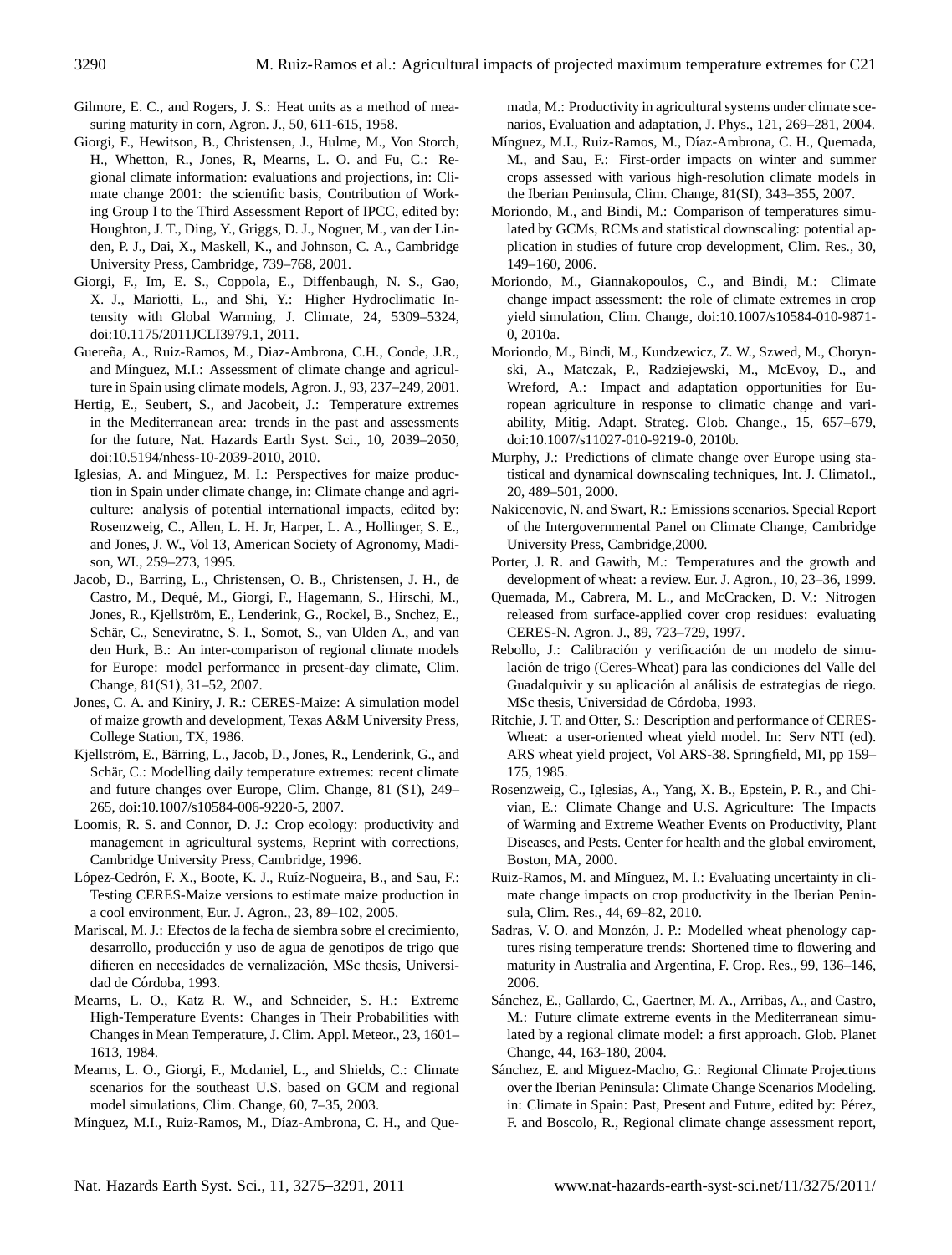Gilmore, E. C., and Rogers, J. S.: Heat units as a method of measuring maturity in corn, Agron. J., 50, 611-615, 1958.

Giorgi, F., Hewitson, B., Christensen, J., Hulme, M., Von Storch, H., Whetton, R., Jones, R, Mearns, L. O. and Fu, C.: Regional climate information: evaluations and projections, in: Climate change 2001: the scientific basis, Contribution of Working Group I to the Third Assessment Report of IPCC, edited by: Houghton, J. T., Ding, Y., Griggs, D. J., Noguer, M., van der Linden, P. J., Dai, X., Maskell, K., and Johnson, C. A., Cambridge University Press, Cambridge, 739–768, 2001.

Giorgi, F., Im, E. S., Coppola, E., Diffenbaugh, N. S., Gao, X. J., Mariotti, L., and Shi, Y.: Higher Hydroclimatic Intensity with Global Warming, J. Climate, 24, 5309–5324, doi:10.1175/2011JCLI3979.1, 2011.

Guereña, A., Ruiz-Ramos, M., Diaz-Ambrona, C.H., Conde, J.R., and Mínguez, M.I.: Assessment of climate change and agriculture in Spain using climate models, Agron. J., 93, 237–249, 2001.

Hertig, E., Seubert, S., and Jacobeit, J.: Temperature extremes in the Mediterranean area: trends in the past and assessments for the future, Nat. Hazards Earth Syst. Sci., 10, 2039–2050, doi:10.5194/nhess-10-2039-2010, 2010.

Iglesias, A. and Mínguez, M. I.: Perspectives for maize production in Spain under climate change, in: Climate change and agriculture: analysis of potential international impacts, edited by: Rosenzweig, C., Allen, L. H. Jr, Harper, L. A., Hollinger, S. E., and Jones, J. W., Vol 13, American Society of Agronomy, Madison, WI., 259–273, 1995.

Jacob, D., Barring, L., Christensen, O. B., Christensen, J. H., de Castro, M., Dequé, M., Giorgi, F., Hagemann, S., Hirschi, M., Jones, R., Kjellström, E., Lenderink, G., Rockel, B., Snchez, E., Schär, C., Seneviratne, S. I., Somot, S., van Ulden A., and van den Hurk, B.: An inter-comparison of regional climate models for Europe: model performance in present-day climate, Clim. Change, 81(S1), 31–52, 2007.

Jones, C. A. and Kiniry, J. R.: CERES-Maize: A simulation model of maize growth and development, Texas A&M University Press, College Station, TX, 1986.

Kjellström, E., Bärring, L., Jacob, D., Jones, R., Lenderink, G., and Schär, C.: Modelling daily temperature extremes: recent climate and future changes over Europe, Clim. Change, 81 (S1), 249–265, doi:10.1007/s10584-006-9220-5, 2007.

Loomis, R. S. and Connor, D. J.: Crop ecology: productivity and management in agricultural systems, Reprint with corrections, Cambridge University Press, Cambridge, 1996.

López-Cedrón, F. X., Boote, K. J., Ruíz-Nogueira, B., and Sau, F.: Testing CERES-Maize versions to estimate maize production in a cool environment, Eur. J. Agron., 23, 89–102, 2005.

Mariscal, M. J.: Efectos de la fecha de siembra sobre el crecimiento, desarrollo, producción y uso de agua de genotipos de trigo que difieren en necesidades de vernalización, MSc thesis, Universidad de Córdoba, 1993.

Mearns, L. O., Katz R. W., and Schneider, S. H.: Extreme High-Temperature Events: Changes in Their Probabilities with Changes in Mean Temperature, J. Clim. Appl. Meteor., 23, 1601–1613, 1984.

Mearns, L. O., Giorgi, F., Mcdaniel, L., and Shields, C.: Climate scenarios for the southeast U.S. based on GCM and regional model simulations, Clim. Change, 60, 7–35, 2003.

Mínguez, M.I., Ruiz-Ramos, M., Díaz-Ambrona, C. H., and Quemada, M.: Productivity in agricultural systems under climate scenarios, Evaluation and adaptation, J. Phys., 121, 269–281, 2004.

Mínguez, M.I., Ruiz-Ramos, M., Díaz-Ambrona, C. H., Quemada, M., and Sau, F.: First-order impacts on winter and summer crops assessed with various high-resolution climate models in the Iberian Peninsula, Clim. Change, 81(SI), 343–355, 2007.

Moriondo, M., and Bindi, M.: Comparison of temperatures simulated by GCMs, RCMs and statistical downscaling: potential application in studies of future crop development, Clim. Res., 30, 149–160, 2006.

Moriondo, M., Giannakopoulos, C., and Bindi, M.: Climate change impact assessment: the role of climate extremes in crop yield simulation, Clim. Change, doi:10.1007/s10584-010-9871-0, 2010a.

Moriondo, M., Bindi, M., Kundzewicz, Z. W., Szwed, M., Chorynski, A., Matczak, P., Radziejewski, M., McEvoy, D., and Wreford, A.: Impact and adaptation opportunities for European agriculture in response to climatic change and variability, Mitig. Adapt. Strateg. Glob. Change., 15, 657–679, doi:10.1007/s11027-010-9219-0, 2010b.

Murphy, J.: Predictions of climate change over Europe using statistical and dynamical downscaling techniques, Int. J. Climatol., 20, 489–501, 2000.

Nakicenovic, N. and Swart, R.: Emissions scenarios. Special Report of the Intergovernmental Panel on Climate Change, Cambridge University Press, Cambridge,2000.

Porter, J. R. and Gawith, M.: Temperatures and the growth and development of wheat: a review. Eur. J. Agron., 10, 23–36, 1999.

Quemada, M., Cabrera, M. L., and McCracken, D. V.: Nitrogen released from surface-applied cover crop residues: evaluating CERES-N. Agron. J., 89, 723–729, 1997.

Rebollo, J.: Calibración y verificación de un modelo de simulación de trigo (Ceres-Wheat) para las condiciones del Valle del Guadalquivir y su aplicación al análisis de estrategias de riego. MSc thesis, Universidad de Córdoba, 1993.

Ritchie, J. T. and Otter, S.: Description and performance of CERES-Wheat: a user-oriented wheat yield model. In: Serv NTI (ed). ARS wheat yield project, Vol ARS-38. Springfield, MI, pp 159–175, 1985.

Rosenzweig, C., Iglesias, A., Yang, X. B., Epstein, P. R., and Chivian, E.: Climate Change and U.S. Agriculture: The Impacts of Warming and Extreme Weather Events on Productivity, Plant Diseases, and Pests. Center for health and the global enviroment, Boston, MA, 2000.

Ruiz-Ramos, M. and Mínguez, M. I.: Evaluating uncertainty in climate change impacts on crop productivity in the Iberian Peninsula, Clim. Res., 44, 69–82, 2010.

Sadras, V. O. and Monzón, J. P.: Modelled wheat phenology captures rising temperature trends: Shortened time to flowering and maturity in Australia and Argentina, F. Crop. Res., 99, 136–146, 2006.

Sánchez, E., Gallardo, C., Gaertner, M. A., Arribas, A., and Castro, M.: Future climate extreme events in the Mediterranean simulated by a regional climate model: a first approach. Glob. Planet Change, 44, 163-180, 2004.

Sánchez, E. and Miguez-Macho, G.: Regional Climate Projections over the Iberian Peninsula: Climate Change Scenarios Modeling. in: Climate in Spain: Past, Present and Future, edited by: Pérez, F. and Boscolo, R., Regional climate change assessment report,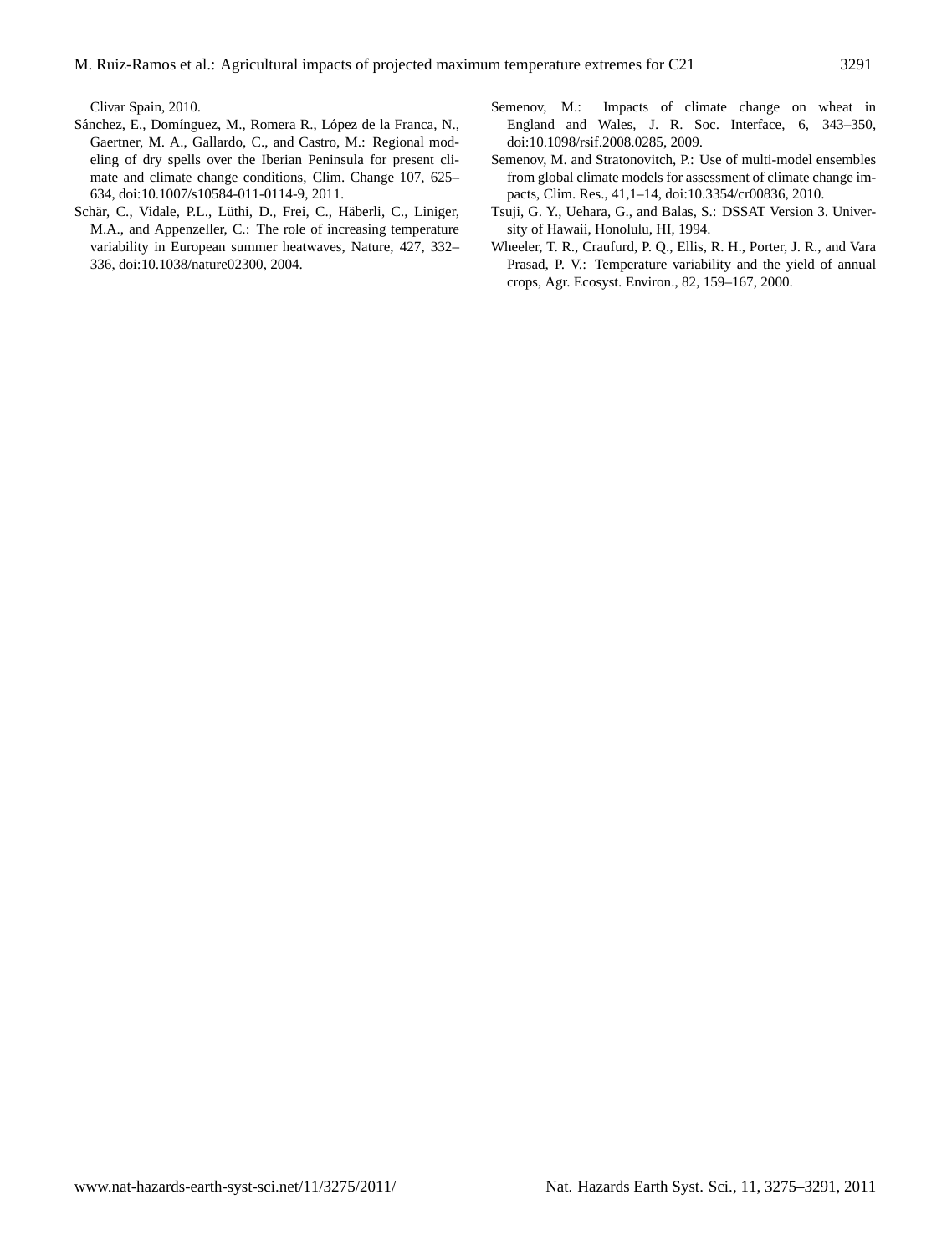Clivar Spain, 2010.

Sánchez, E., Domínguez, M., Romera R., López de la Franca, N., Gaertner, M. A., Gallardo, C., and Castro, M.: Regional modeling of dry spells over the Iberian Peninsula for present climate and climate change conditions, Clim. Change 107, 625–634, doi:10.1007/s10584-011-0114-9, 2011.

Schär, C., Vidale, P.L., Lüthi, D., Frei, C., Häberli, C., Liniger, M.A., and Appenzeller, C.: The role of increasing temperature variability in European summer heatwaves, Nature, 427, 332–336, doi:10.1038/nature02300, 2004.

Semenov, M.: Impacts of climate change on wheat in England and Wales, J. R. Soc. Interface, 6, 343–350, doi:10.1098/rsif.2008.0285, 2009.

Semenov, M. and Stratonovitch, P.: Use of multi-model ensembles from global climate models for assessment of climate change impacts, Clim. Res., 41,1–14, doi:10.3354/cr00836, 2010.

Tsuji, G. Y., Uehara, G., and Balas, S.: DSSAT Version 3. University of Hawaii, Honolulu, HI, 1994.

Wheeler, T. R., Craufurd, P. Q., Ellis, R. H., Porter, J. R., and Vara Prasad, P. V.: Temperature variability and the yield of annual crops, Agr. Ecosyst. Environ., 82, 159–167, 2000.